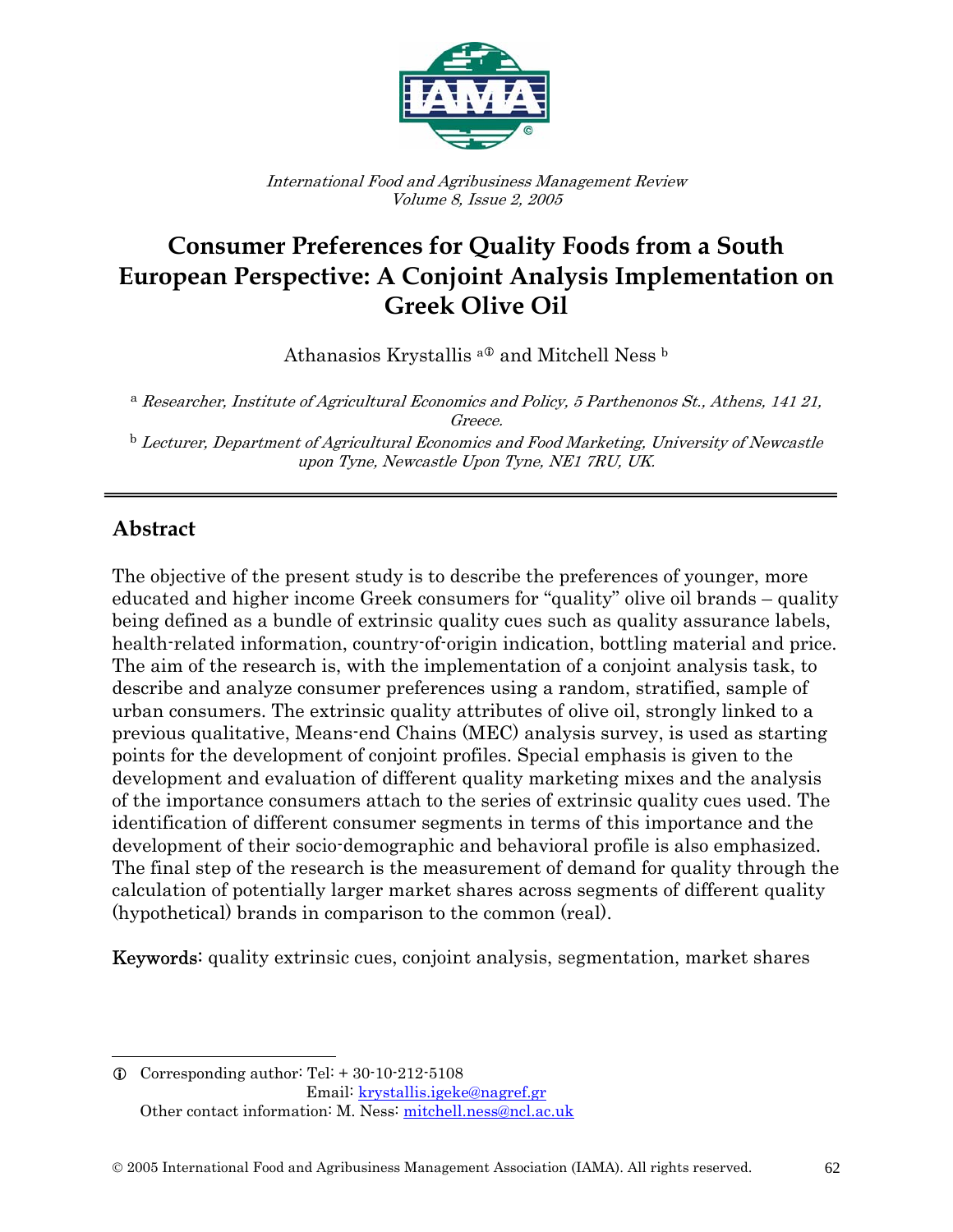International Food and Agribusiness Management Review
Volume 8, Issue 2, 2005

# Consumer Preferences for Quality Foods from a South European Perspective: A Conjoint Analysis Implementation on Greek Olive Oil

Athanasios Krystallis [a①] and Mitchell Ness [b]

[a] *Researcher, Institute of Agricultural Economics and Policy, 5 Parthenonos St., Athens, 141 21, Greece.*

[b] *Lecturer, Department of Agricultural Economics and Food Marketing, University of Newcastle upon Tyne, Newcastle Upon Tyne, NE1 7RU, UK.*

---

## Abstract

The objective of the present study is to describe the preferences of younger, more educated and higher income Greek consumers for "quality" olive oil brands – quality being defined as a bundle of extrinsic quality cues such as quality assurance labels, health-related information, country-of-origin indication, bottling material and price. The aim of the research is, with the implementation of a conjoint analysis task, to describe and analyze consumer preferences using a random, stratified, sample of urban consumers. The extrinsic quality attributes of olive oil, strongly linked to a previous qualitative, Means-end Chains (MEC) analysis survey, is used as starting points for the development of conjoint profiles. Special emphasis is given to the development and evaluation of different quality marketing mixes and the analysis of the importance consumers attach to the series of extrinsic quality cues used. The identification of different consumer segments in terms of this importance and the development of their socio-demographic and behavioral profile is also emphasized. The final step of the research is the measurement of demand for quality through the calculation of potentially larger market shares across segments of different quality (hypothetical) brands in comparison to the common (real).

**Keywords:** quality extrinsic cues, conjoint analysis, segmentation, market shares

---

① Corresponding author: Tel: + 30-10-212-5108
Email: krystallis.igeke@nagref.gr
Other contact information: M. Ness: mitchell.ness@ncl.ac.uk

© 2005 International Food and Agribusiness Management Association (IAMA). All rights reserved.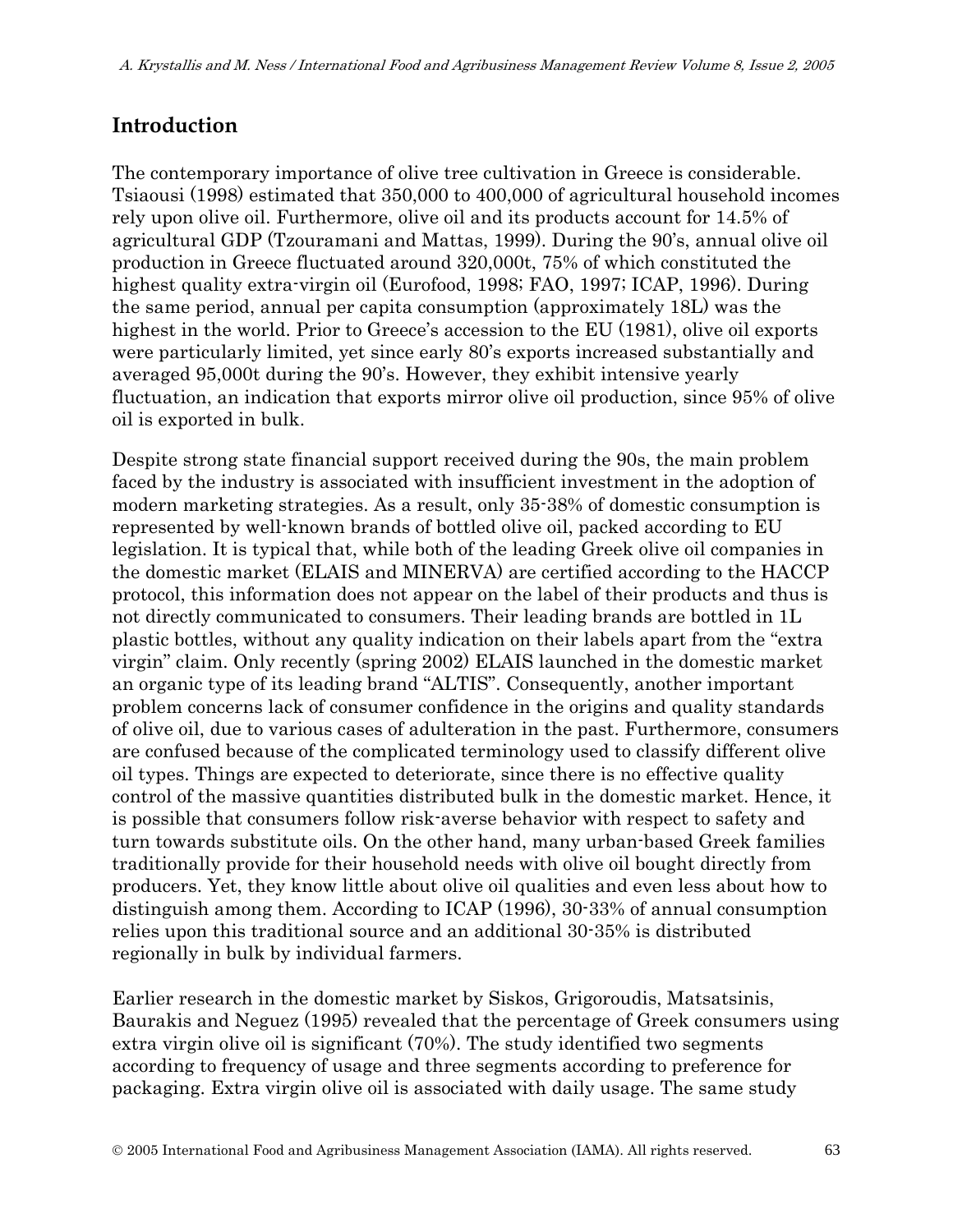## Introduction

The contemporary importance of olive tree cultivation in Greece is considerable. Tsiaousi (1998) estimated that 350,000 to 400,000 of agricultural household incomes rely upon olive oil. Furthermore, olive oil and its products account for 14.5% of agricultural GDP (Tzouramani and Mattas, 1999). During the 90's, annual olive oil production in Greece fluctuated around 320,000t, 75% of which constituted the highest quality extra-virgin oil (Eurofood, 1998; FAO, 1997; ICAP, 1996). During the same period, annual per capita consumption (approximately 18L) was the highest in the world. Prior to Greece's accession to the EU (1981), olive oil exports were particularly limited, yet since early 80's exports increased substantially and averaged 95,000t during the 90's. However, they exhibit intensive yearly fluctuation, an indication that exports mirror olive oil production, since 95% of olive oil is exported in bulk.

Despite strong state financial support received during the 90s, the main problem faced by the industry is associated with insufficient investment in the adoption of modern marketing strategies. As a result, only 35-38% of domestic consumption is represented by well-known brands of bottled olive oil, packed according to EU legislation. It is typical that, while both of the leading Greek olive oil companies in the domestic market (ELAIS and MINERVA) are certified according to the HACCP protocol, this information does not appear on the label of their products and thus is not directly communicated to consumers. Their leading brands are bottled in 1L plastic bottles, without any quality indication on their labels apart from the "extra virgin" claim. Only recently (spring 2002) ELAIS launched in the domestic market an organic type of its leading brand "ALTIS". Consequently, another important problem concerns lack of consumer confidence in the origins and quality standards of olive oil, due to various cases of adulteration in the past. Furthermore, consumers are confused because of the complicated terminology used to classify different olive oil types. Things are expected to deteriorate, since there is no effective quality control of the massive quantities distributed bulk in the domestic market. Hence, it is possible that consumers follow risk-averse behavior with respect to safety and turn towards substitute oils. On the other hand, many urban-based Greek families traditionally provide for their household needs with olive oil bought directly from producers. Yet, they know little about olive oil qualities and even less about how to distinguish among them. According to ICAP (1996), 30-33% of annual consumption relies upon this traditional source and an additional 30-35% is distributed regionally in bulk by individual farmers.

Earlier research in the domestic market by Siskos, Grigoroudis, Matsatsinis, Baurakis and Neguez (1995) revealed that the percentage of Greek consumers using extra virgin olive oil is significant (70%). The study identified two segments according to frequency of usage and three segments according to preference for packaging. Extra virgin olive oil is associated with daily usage. The same study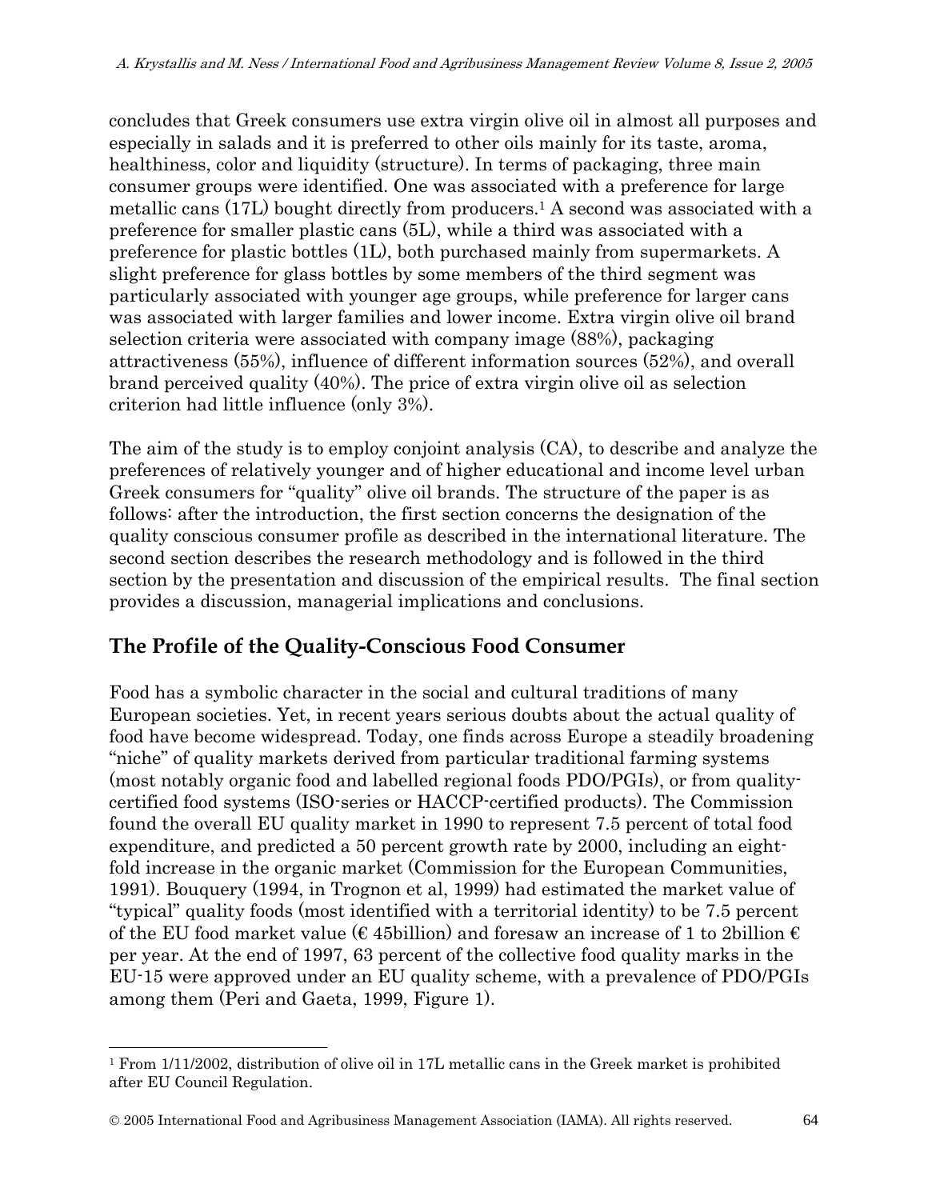concludes that Greek consumers use extra virgin olive oil in almost all purposes and especially in salads and it is preferred to other oils mainly for its taste, aroma, healthiness, color and liquidity (structure). In terms of packaging, three main consumer groups were identified. One was associated with a preference for large metallic cans (17L) bought directly from producers.[1] A second was associated with a preference for smaller plastic cans (5L), while a third was associated with a preference for plastic bottles (1L), both purchased mainly from supermarkets. A slight preference for glass bottles by some members of the third segment was particularly associated with younger age groups, while preference for larger cans was associated with larger families and lower income. Extra virgin olive oil brand selection criteria were associated with company image (88%), packaging attractiveness (55%), influence of different information sources (52%), and overall brand perceived quality (40%). The price of extra virgin olive oil as selection criterion had little influence (only 3%).

The aim of the study is to employ conjoint analysis (CA), to describe and analyze the preferences of relatively younger and of higher educational and income level urban Greek consumers for "quality" olive oil brands. The structure of the paper is as follows: after the introduction, the first section concerns the designation of the quality conscious consumer profile as described in the international literature. The second section describes the research methodology and is followed in the third section by the presentation and discussion of the empirical results. The final section provides a discussion, managerial implications and conclusions.

## The Profile of the Quality-Conscious Food Consumer

Food has a symbolic character in the social and cultural traditions of many European societies. Yet, in recent years serious doubts about the actual quality of food have become widespread. Today, one finds across Europe a steadily broadening "niche" of quality markets derived from particular traditional farming systems (most notably organic food and labelled regional foods PDO/PGIs), or from quality-certified food systems (ISO-series or HACCP-certified products). The Commission found the overall EU quality market in 1990 to represent 7.5 percent of total food expenditure, and predicted a 50 percent growth rate by 2000, including an eight-fold increase in the organic market (Commission for the European Communities, 1991). Bouquery (1994, in Trognon et al, 1999) had estimated the market value of "typical" quality foods (most identified with a territorial identity) to be 7.5 percent of the EU food market value (€ 45billion) and foresaw an increase of 1 to 2billion € per year. At the end of 1997, 63 percent of the collective food quality marks in the EU-15 were approved under an EU quality scheme, with a prevalence of PDO/PGIs among them (Peri and Gaeta, 1999, Figure 1).

---

[1] From 1/11/2002, distribution of olive oil in 17L metallic cans in the Greek market is prohibited after EU Council Regulation.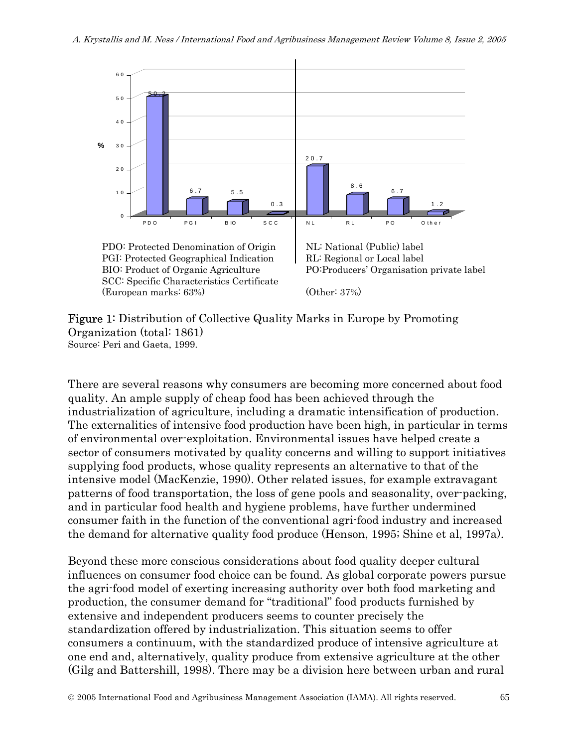PDO: Protected Denomination of Origin
PGI: Protected Geographical Indication
BIO: Product of Organic Agriculture
SCC: Specific Characteristics Certificate
(European marks: 63%)

NL: National (Public) label
RL: Regional or Local label
PO: Producers' Organisation private label

(Other: 37%)

**Figure 1:** Distribution of Collective Quality Marks in Europe by Promoting Organization (total: 1861)
Source: Peri and Gaeta, 1999.

There are several reasons why consumers are becoming more concerned about food quality. An ample supply of cheap food has been achieved through the industrialization of agriculture, including a dramatic intensification of production. The externalities of intensive food production have been high, in particular in terms of environmental over-exploitation. Environmental issues have helped create a sector of consumers motivated by quality concerns and willing to support initiatives supplying food products, whose quality represents an alternative to that of the intensive model (MacKenzie, 1990). Other related issues, for example extravagant patterns of food transportation, the loss of gene pools and seasonality, over-packing, and in particular food health and hygiene problems, have further undermined consumer faith in the function of the conventional agri-food industry and increased the demand for alternative quality food produce (Henson, 1995; Shine et al, 1997a).

Beyond these more conscious considerations about food quality deeper cultural influences on consumer food choice can be found. As global corporate powers pursue the agri-food model of exerting increasing authority over both food marketing and production, the consumer demand for "traditional" food products furnished by extensive and independent producers seems to counter precisely the standardization offered by industrialization. This situation seems to offer consumers a continuum, with the standardized produce of intensive agriculture at one end and, alternatively, quality produce from extensive agriculture at the other (Gilg and Battershill, 1998). There may be a division here between urban and rural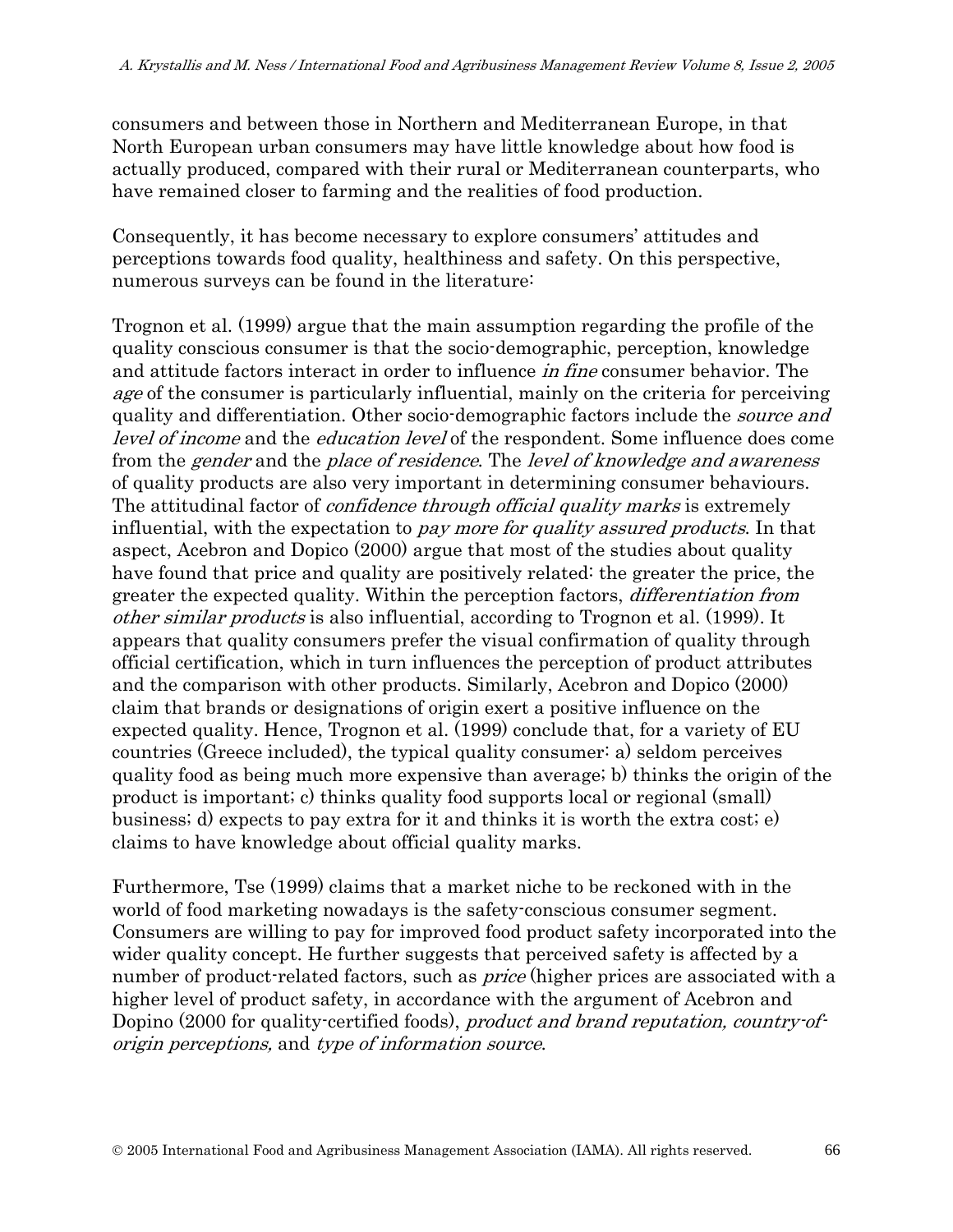consumers and between those in Northern and Mediterranean Europe, in that North European urban consumers may have little knowledge about how food is actually produced, compared with their rural or Mediterranean counterparts, who have remained closer to farming and the realities of food production.

Consequently, it has become necessary to explore consumers' attitudes and perceptions towards food quality, healthiness and safety. On this perspective, numerous surveys can be found in the literature:

Trognon et al. (1999) argue that the main assumption regarding the profile of the quality conscious consumer is that the socio-demographic, perception, knowledge and attitude factors interact in order to influence *in fine* consumer behavior. The *age* of the consumer is particularly influential, mainly on the criteria for perceiving quality and differentiation. Other socio-demographic factors include the *source and level of income* and the *education level* of the respondent. Some influence does come from the *gender* and the *place of residence*. The *level of knowledge and awareness* of quality products are also very important in determining consumer behaviours. The attitudinal factor of *confidence through official quality marks* is extremely influential, with the expectation to *pay more for quality assured products*. In that aspect, Acebron and Dopico (2000) argue that most of the studies about quality have found that price and quality are positively related: the greater the price, the greater the expected quality. Within the perception factors, *differentiation from other similar products* is also influential, according to Trognon et al. (1999). It appears that quality consumers prefer the visual confirmation of quality through official certification, which in turn influences the perception of product attributes and the comparison with other products. Similarly, Acebron and Dopico (2000) claim that brands or designations of origin exert a positive influence on the expected quality. Hence, Trognon et al. (1999) conclude that, for a variety of EU countries (Greece included), the typical quality consumer: a) seldom perceives quality food as being much more expensive than average; b) thinks the origin of the product is important; c) thinks quality food supports local or regional (small) business; d) expects to pay extra for it and thinks it is worth the extra cost; e) claims to have knowledge about official quality marks.

Furthermore, Tse (1999) claims that a market niche to be reckoned with in the world of food marketing nowadays is the safety-conscious consumer segment. Consumers are willing to pay for improved food product safety incorporated into the wider quality concept. He further suggests that perceived safety is affected by a number of product-related factors, such as *price* (higher prices are associated with a higher level of product safety, in accordance with the argument of Acebron and Dopino (2000 for quality-certified foods), *product and brand reputation, country-of-origin perceptions,* and *type of information source*.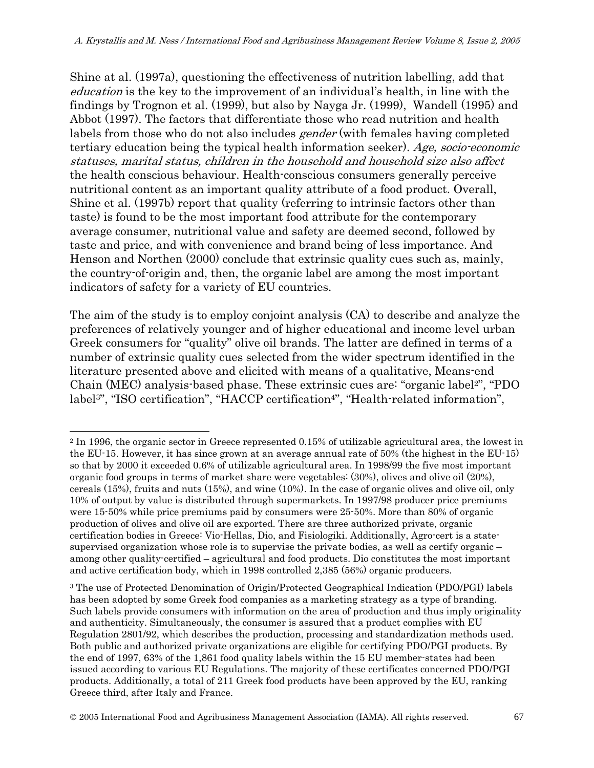Shine at al. (1997a), questioning the effectiveness of nutrition labelling, add that *education* is the key to the improvement of an individual's health, in line with the findings by Trognon et al. (1999), but also by Nayga Jr. (1999), Wandell (1995) and Abbot (1997). The factors that differentiate those who read nutrition and health labels from those who do not also includes *gender* (with females having completed tertiary education being the typical health information seeker). *Age, socio-economic statuses, marital status, children in the household and household size also affect* the health conscious behaviour. Health-conscious consumers generally perceive nutritional content as an important quality attribute of a food product. Overall, Shine et al. (1997b) report that quality (referring to intrinsic factors other than taste) is found to be the most important food attribute for the contemporary average consumer, nutritional value and safety are deemed second, followed by taste and price, and with convenience and brand being of less importance. And Henson and Northen (2000) conclude that extrinsic quality cues such as, mainly, the country-of-origin and, then, the organic label are among the most important indicators of safety for a variety of EU countries.

The aim of the study is to employ conjoint analysis (CA) to describe and analyze the preferences of relatively younger and of higher educational and income level urban Greek consumers for "quality" olive oil brands. The latter are defined in terms of a number of extrinsic quality cues selected from the wider spectrum identified in the literature presented above and elicited with means of a qualitative, Means-end Chain (MEC) analysis-based phase. These extrinsic cues are: "organic label[2]", "PDO label[3]", "ISO certification", "HACCP certification[4]", "Health-related information",

---

[2] In 1996, the organic sector in Greece represented 0.15% of utilizable agricultural area, the lowest in the EU-15. However, it has since grown at an average annual rate of 50% (the highest in the EU-15) so that by 2000 it exceeded 0.6% of utilizable agricultural area. In 1998/99 the five most important organic food groups in terms of market share were vegetables: (30%), olives and olive oil (20%), cereals (15%), fruits and nuts (15%), and wine (10%). In the case of organic olives and olive oil, only 10% of output by value is distributed through supermarkets. In 1997/98 producer price premiums were 15-50% while price premiums paid by consumers were 25-50%. More than 80% of organic production of olives and olive oil are exported. There are three authorized private, organic certification bodies in Greece: Vio-Hellas, Dio, and Fisiologiki. Additionally, Agro-cert is a state-supervised organization whose role is to supervise the private bodies, as well as certify organic – among other quality-certified – agricultural and food products. Dio constitutes the most important and active certification body, which in 1998 controlled 2,385 (56%) organic producers.

[3] The use of Protected Denomination of Origin/Protected Geographical Indication (PDO/PGI) labels has been adopted by some Greek food companies as a marketing strategy as a type of branding. Such labels provide consumers with information on the area of production and thus imply originality and authenticity. Simultaneously, the consumer is assured that a product complies with EU Regulation 2801/92, which describes the production, processing and standardization methods used. Both public and authorized private organizations are eligible for certifying PDO/PGI products. By the end of 1997, 63% of the 1,861 food quality labels within the 15 EU member-states had been issued according to various EU Regulations. The majority of these certificates concerned PDO/PGI products. Additionally, a total of 211 Greek food products have been approved by the EU, ranking Greece third, after Italy and France.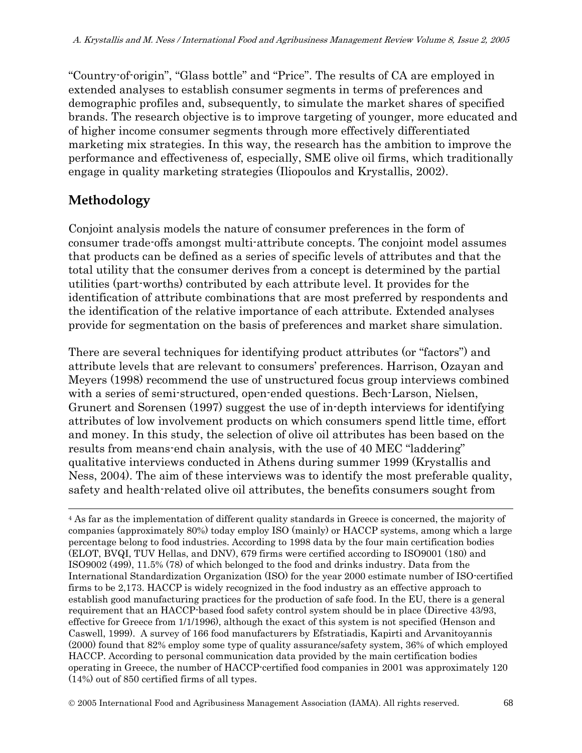"Country-of-origin", "Glass bottle" and "Price". The results of CA are employed in extended analyses to establish consumer segments in terms of preferences and demographic profiles and, subsequently, to simulate the market shares of specified brands. The research objective is to improve targeting of younger, more educated and of higher income consumer segments through more effectively differentiated marketing mix strategies. In this way, the research has the ambition to improve the performance and effectiveness of, especially, SME olive oil firms, which traditionally engage in quality marketing strategies (Iliopoulos and Krystallis, 2002).

## Methodology

Conjoint analysis models the nature of consumer preferences in the form of consumer trade-offs amongst multi-attribute concepts. The conjoint model assumes that products can be defined as a series of specific levels of attributes and that the total utility that the consumer derives from a concept is determined by the partial utilities (part-worths) contributed by each attribute level. It provides for the identification of attribute combinations that are most preferred by respondents and the identification of the relative importance of each attribute. Extended analyses provide for segmentation on the basis of preferences and market share simulation.

There are several techniques for identifying product attributes (or "factors") and attribute levels that are relevant to consumers' preferences. Harrison, Ozayan and Meyers (1998) recommend the use of unstructured focus group interviews combined with a series of semi-structured, open-ended questions. Bech-Larson, Nielsen, Grunert and Sorensen (1997) suggest the use of in-depth interviews for identifying attributes of low involvement products on which consumers spend little time, effort and money. In this study, the selection of olive oil attributes has been based on the results from means-end chain analysis, with the use of 40 MEC "laddering" qualitative interviews conducted in Athens during summer 1999 (Krystallis and Ness, 2004). The aim of these interviews was to identify the most preferable quality, safety and health-related olive oil attributes, the benefits consumers sought from

---

[4] As far as the implementation of different quality standards in Greece is concerned, the majority of companies (approximately 80%) today employ ISO (mainly) or HACCP systems, among which a large percentage belong to food industries. According to 1998 data by the four main certification bodies (ELOT, BVQI, TUV Hellas, and DNV), 679 firms were certified according to ISO9001 (180) and ISO9002 (499), 11.5% (78) of which belonged to the food and drinks industry. Data from the International Standardization Organization (ISO) for the year 2000 estimate number of ISO-certified firms to be 2,173. HACCP is widely recognized in the food industry as an effective approach to establish good manufacturing practices for the production of safe food. In the EU, there is a general requirement that an HACCP-based food safety control system should be in place (Directive 43/93, effective for Greece from 1/1/1996), although the exact of this system is not specified (Henson and Caswell, 1999). A survey of 166 food manufacturers by Efstratiadis, Kapirti and Arvanitoyannis (2000) found that 82% employ some type of quality assurance/safety system, 36% of which employed HACCP. According to personal communication data provided by the main certification bodies operating in Greece, the number of HACCP-certified food companies in 2001 was approximately 120 (14%) out of 850 certified firms of all types.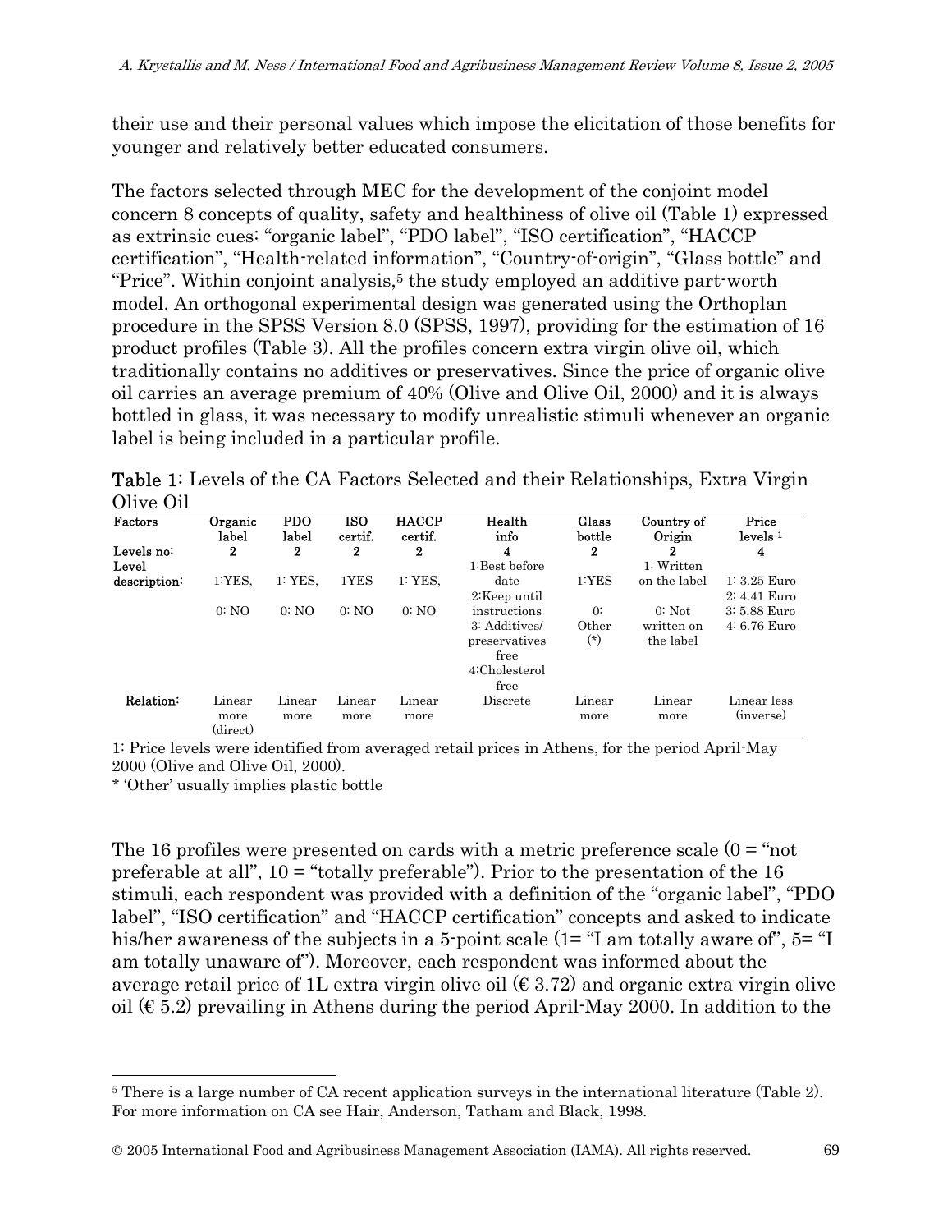their use and their personal values which impose the elicitation of those benefits for younger and relatively better educated consumers.

The factors selected through MEC for the development of the conjoint model concern 8 concepts of quality, safety and healthiness of olive oil (Table 1) expressed as extrinsic cues: "organic label", "PDO label", "ISO certification", "HACCP certification", "Health-related information", "Country-of-origin", "Glass bottle" and "Price". Within conjoint analysis,[5] the study employed an additive part-worth model. An orthogonal experimental design was generated using the Orthoplan procedure in the SPSS Version 8.0 (SPSS, 1997), providing for the estimation of 16 product profiles (Table 3). All the profiles concern extra virgin olive oil, which traditionally contains no additives or preservatives. Since the price of organic olive oil carries an average premium of 40% (Olive and Olive Oil, 2000) and it is always bottled in glass, it was necessary to modify unrealistic stimuli whenever an organic label is being included in a particular profile.

**Table 1**: Levels of the CA Factors Selected and their Relationships, Extra Virgin Olive Oil

| Factors | Organic label | PDO label | ISO certif. | HACCP certif. | Health info | Glass bottle | Country of Origin | Price levels [1] |
|---|---|---|---|---|---|---|---|---|
| Levels no: | 2 | 2 | 2 | 2 | 4 | 2 | 2 | 4 |
| Level description: | 1:YES, 0: NO | 1: YES, 0: NO | 1YES 0: NO | 1: YES, 0: NO | 1:Best before date 2:Keep until instructions 3: Additives/ preservatives free 4:Cholesterol free | 1:YES 0: Other (*) | 1: Written on the label 0: Not written on the label | 1: 3.25 Euro 2: 4.41 Euro 3: 5.88 Euro 4: 6.76 Euro |
| Relation: | Linear more (direct) | Linear more | Linear more | Linear more | Discrete | Linear more | Linear more | Linear less (inverse) |

1: Price levels were identified from averaged retail prices in Athens, for the period April-May 2000 (Olive and Olive Oil, 2000).
\* 'Other' usually implies plastic bottle

The 16 profiles were presented on cards with a metric preference scale (0 = "not preferable at all", 10 = "totally preferable"). Prior to the presentation of the 16 stimuli, each respondent was provided with a definition of the "organic label", "PDO label", "ISO certification" and "HACCP certification" concepts and asked to indicate his/her awareness of the subjects in a 5-point scale (1= "I am totally aware of", 5= "I am totally unaware of"). Moreover, each respondent was informed about the average retail price of 1L extra virgin olive oil (€ 3.72) and organic extra virgin olive oil (€ 5.2) prevailing in Athens during the period April-May 2000. In addition to the

[5] There is a large number of CA recent application surveys in the international literature (Table 2). For more information on CA see Hair, Anderson, Tatham and Black, 1998.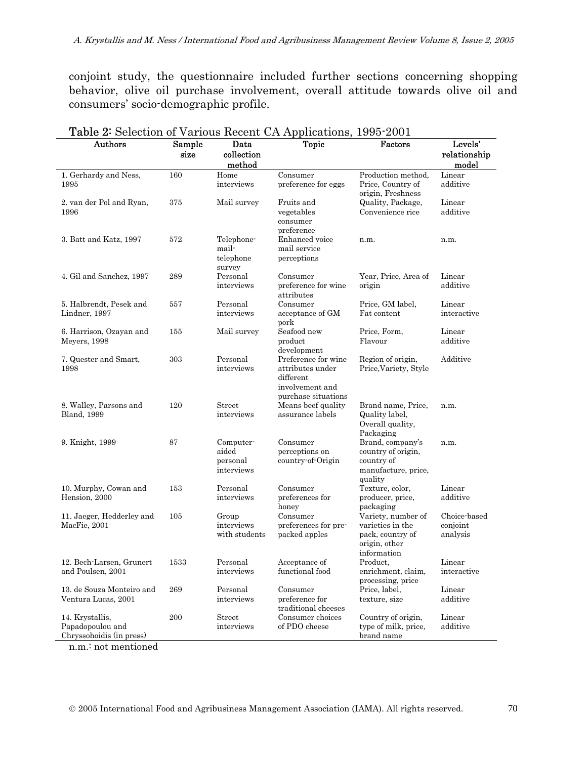conjoint study, the questionnaire included further sections concerning shopping behavior, olive oil purchase involvement, overall attitude towards olive oil and consumers' socio-demographic profile.

**Table 2:** Selection of Various Recent CA Applications, 1995-2001

| Authors | Sample size | Data collection method | Topic | Factors | Levels' relationship model |
|---|---|---|---|---|---|
| 1. Gerhardy and Ness, 1995 | 160 | Home interviews | Consumer preference for eggs | Production method, Price, Country of origin, Freshness | Linear additive |
| 2. van der Pol and Ryan, 1996 | 375 | Mail survey | Fruits and vegetables consumer preference | Quality, Package, Convenience rice | Linear additive |
| 3. Batt and Katz, 1997 | 572 | Telephone-mail-telephone survey | Enhanced voice mail service perceptions | n.m. | n.m. |
| 4. Gil and Sanchez, 1997 | 289 | Personal interviews | Consumer preference for wine attributes | Year, Price, Area of origin | Linear additive |
| 5. Halbrendt, Pesek and Lindner, 1997 | 557 | Personal interviews | Consumer acceptance of GM pork | Price, GM label, Fat content | Linear interactive |
| 6. Harrison, Ozayan and Meyers, 1998 | 155 | Mail survey | Seafood new product development | Price, Form, Flavour | Linear additive |
| 7. Quester and Smart, 1998 | 303 | Personal interviews | Preference for wine attributes under different involvement and purchase situations | Region of origin, Price,Variety, Style | Additive |
| 8. Walley, Parsons and Bland, 1999 | 120 | Street interviews | Means beef quality assurance labels | Brand name, Price, Quality label, Overall quality, Packaging | n.m. |
| 9. Knight, 1999 | 87 | Computer-aided personal interviews | Consumer perceptions on country-of-Origin | Brand, company's country of origin, country of manufacture, price, quality | n.m. |
| 10. Murphy, Cowan and Hension, 2000 | 153 | Personal interviews | Consumer preferences for honey | Texture, color, producer, price, packaging | Linear additive |
| 11. Jaeger, Hedderley and MacFie, 2001 | 105 | Group interviews with students | Consumer preferences for pre-packed apples | Variety, number of varieties in the pack, country of origin, other information | Choice-based conjoint analysis |
| 12. Bech-Larsen, Grunert and Poulsen, 2001 | 1533 | Personal interviews | Acceptance of functional food | Product, enrichment, claim, processing, price | Linear interactive |
| 13. de Souza Monteiro and Ventura Lucas, 2001 | 269 | Personal interviews | Consumer preference for traditional cheeses | Price, label, texture, size | Linear additive |
| 14. Krystallis, Papadopoulou and Chryssohoidis (in press) | 200 | Street interviews | Consumer choices of PDO cheese | Country of origin, type of milk, price, brand name | Linear additive |

n.m.: not mentioned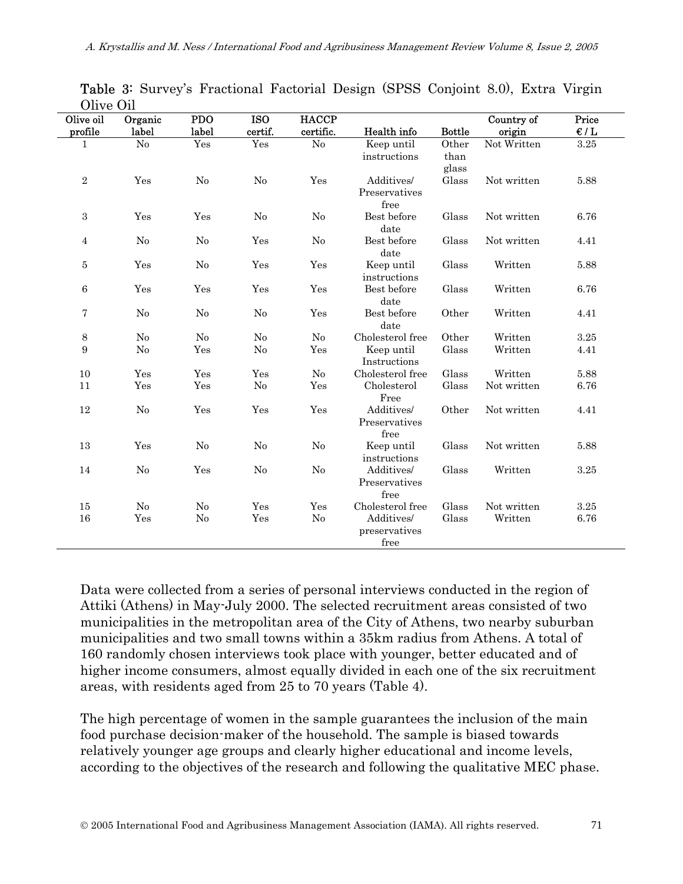**Table 3:** Survey's Fractional Factorial Design (SPSS Conjoint 8.0), Extra Virgin Olive Oil

| Olive oil profile | Organic label | PDO label | ISO certif. | HACCP certific. | Health info | Bottle | Country of origin | Price €/L |
|---|---|---|---|---|---|---|---|---|
| 1 | No | Yes | Yes | No | Keep until instructions | Other than glass | Not Written | 3.25 |
| 2 | Yes | No | No | Yes | Additives/ Preservatives free | Glass | Not written | 5.88 |
| 3 | Yes | Yes | No | No | Best before date | Glass | Not written | 6.76 |
| 4 | No | No | Yes | No | Best before date | Glass | Not written | 4.41 |
| 5 | Yes | No | Yes | Yes | Keep until instructions | Glass | Written | 5.88 |
| 6 | Yes | Yes | Yes | Yes | Best before date | Glass | Written | 6.76 |
| 7 | No | No | No | Yes | Best before date | Other | Written | 4.41 |
| 8 | No | No | No | No | Cholesterol free | Other | Written | 3.25 |
| 9 | No | Yes | No | Yes | Keep until Instructions | Glass | Written | 4.41 |
| 10 | Yes | Yes | Yes | No | Cholesterol free | Glass | Written | 5.88 |
| 11 | Yes | Yes | No | Yes | Cholesterol Free | Glass | Not written | 6.76 |
| 12 | No | Yes | Yes | Yes | Additives/ Preservatives free | Other | Not written | 4.41 |
| 13 | Yes | No | No | No | Keep until instructions | Glass | Not written | 5.88 |
| 14 | No | Yes | No | No | Additives/ Preservatives free | Glass | Written | 3.25 |
| 15 | No | No | Yes | Yes | Cholesterol free | Glass | Not written | 3.25 |
| 16 | Yes | No | Yes | No | Additives/ preservatives free | Glass | Written | 6.76 |

Data were collected from a series of personal interviews conducted in the region of Attiki (Athens) in May-July 2000. The selected recruitment areas consisted of two municipalities in the metropolitan area of the City of Athens, two nearby suburban municipalities and two small towns within a 35km radius from Athens. A total of 160 randomly chosen interviews took place with younger, better educated and of higher income consumers, almost equally divided in each one of the six recruitment areas, with residents aged from 25 to 70 years (Table 4).

The high percentage of women in the sample guarantees the inclusion of the main food purchase decision-maker of the household. The sample is biased towards relatively younger age groups and clearly higher educational and income levels, according to the objectives of the research and following the qualitative MEC phase.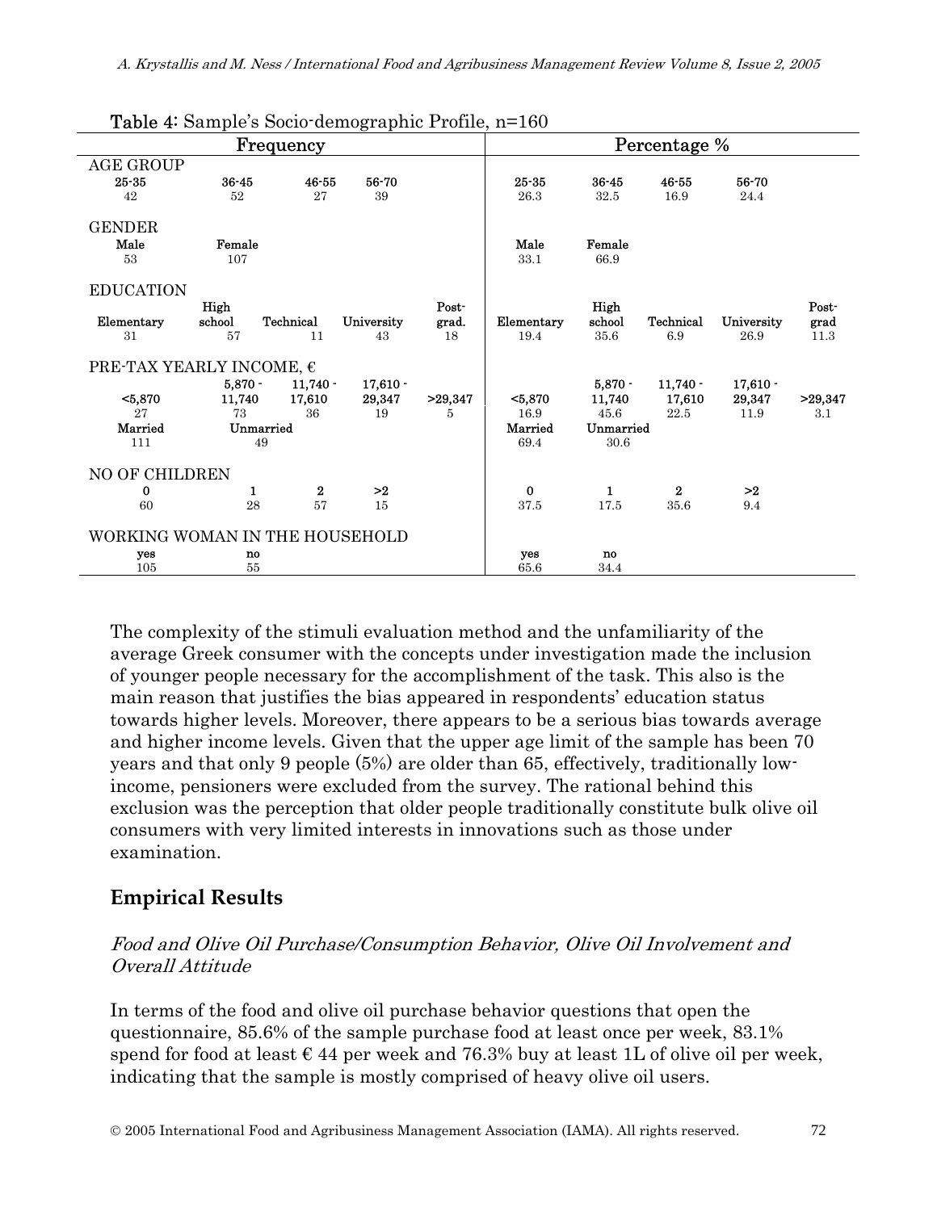**Table 4**: Sample's Socio-demographic Profile, n=160

| Frequency | | | | | Percentage % | | | | |
|---|---|---|---|---|---|---|---|---|---|
| AGE GROUP | | | | | | | | | |
| 25-35 | 36-45 | 46-55 | 56-70 | | 25-35 | 36-45 | 46-55 | 56-70 | |
| 42 | 52 | 27 | 39 | | 26.3 | 32.5 | 16.9 | 24.4 | |
| GENDER | | | | | | | | | |
| Male | Female | | | | Male | Female | | | |
| 53 | 107 | | | | 33.1 | 66.9 | | | |
| EDUCATION | | | | | | | | | |
| Elementary | High school | Technical | University | Post-grad. | Elementary | High school | Technical | University | Post-grad |
| 31 | 57 | 11 | 43 | 18 | 19.4 | 35.6 | 6.9 | 26.9 | 11.3 |
| PRE-TAX YEARLY INCOME, € | | | | | | | | | |
| <5,870 | 5,870 - 11,740 | 11,740 - 17,610 | 17,610 - 29,347 | >29,347 | <5,870 | 5,870 - 11,740 | 11,740 - 17,610 | 17,610 - 29,347 | >29,347 |
| 27 | 73 | 36 | 19 | 5 | 16.9 | 45.6 | 22.5 | 11.9 | 3.1 |
| Married | Unmarried | | | | Married | Unmarried | | | |
| 111 | 49 | | | | 69.4 | 30.6 | | | |
| NO OF CHILDREN | | | | | | | | | |
| 0 | 1 | 2 | >2 | | 0 | 1 | 2 | >2 | |
| 60 | 28 | 57 | 15 | | 37.5 | 17.5 | 35.6 | 9.4 | |
| WORKING WOMAN IN THE HOUSEHOLD | | | | | | | | | |
| yes | no | | | | yes | no | | | |
| 105 | 55 | | | | 65.6 | 34.4 | | | |

The complexity of the stimuli evaluation method and the unfamiliarity of the average Greek consumer with the concepts under investigation made the inclusion of younger people necessary for the accomplishment of the task. This also is the main reason that justifies the bias appeared in respondents' education status towards higher levels. Moreover, there appears to be a serious bias towards average and higher income levels. Given that the upper age limit of the sample has been 70 years and that only 9 people (5%) are older than 65, effectively, traditionally low-income, pensioners were excluded from the survey. The rational behind this exclusion was the perception that older people traditionally constitute bulk olive oil consumers with very limited interests in innovations such as those under examination.

## Empirical Results

### *Food and Olive Oil Purchase/Consumption Behavior, Olive Oil Involvement and Overall Attitude*

In terms of the food and olive oil purchase behavior questions that open the questionnaire, 85.6% of the sample purchase food at least once per week, 83.1% spend for food at least € 44 per week and 76.3% buy at least 1L of olive oil per week, indicating that the sample is mostly comprised of heavy olive oil users.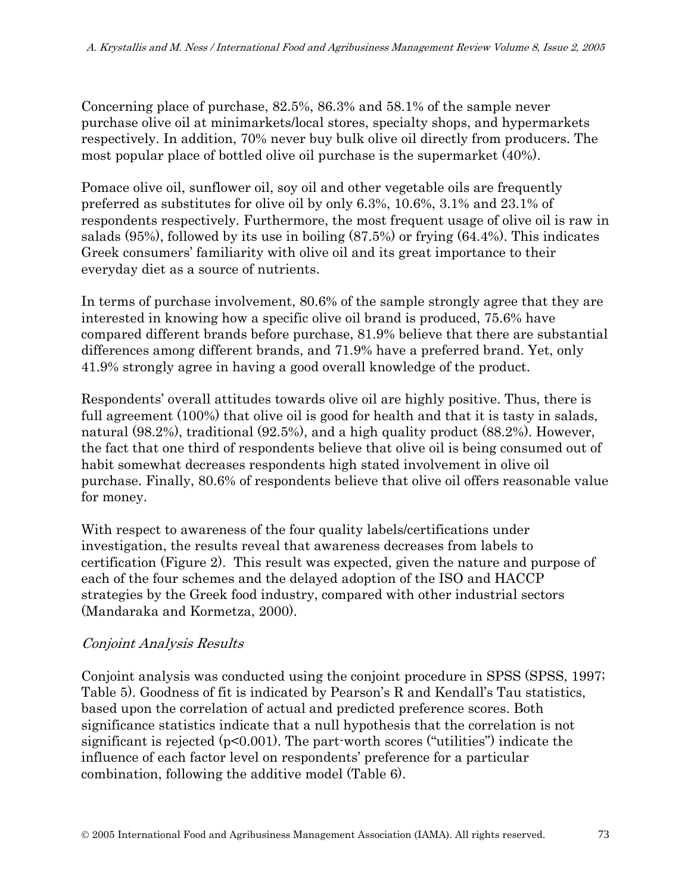Concerning place of purchase, 82.5%, 86.3% and 58.1% of the sample never purchase olive oil at minimarkets/local stores, specialty shops, and hypermarkets respectively. In addition, 70% never buy bulk olive oil directly from producers. The most popular place of bottled olive oil purchase is the supermarket (40%).

Pomace olive oil, sunflower oil, soy oil and other vegetable oils are frequently preferred as substitutes for olive oil by only 6.3%, 10.6%, 3.1% and 23.1% of respondents respectively. Furthermore, the most frequent usage of olive oil is raw in salads (95%), followed by its use in boiling (87.5%) or frying (64.4%). This indicates Greek consumers' familiarity with olive oil and its great importance to their everyday diet as a source of nutrients.

In terms of purchase involvement, 80.6% of the sample strongly agree that they are interested in knowing how a specific olive oil brand is produced, 75.6% have compared different brands before purchase, 81.9% believe that there are substantial differences among different brands, and 71.9% have a preferred brand. Yet, only 41.9% strongly agree in having a good overall knowledge of the product.

Respondents' overall attitudes towards olive oil are highly positive. Thus, there is full agreement (100%) that olive oil is good for health and that it is tasty in salads, natural (98.2%), traditional (92.5%), and a high quality product (88.2%). However, the fact that one third of respondents believe that olive oil is being consumed out of habit somewhat decreases respondents high stated involvement in olive oil purchase. Finally, 80.6% of respondents believe that olive oil offers reasonable value for money.

With respect to awareness of the four quality labels/certifications under investigation, the results reveal that awareness decreases from labels to certification (Figure 2). This result was expected, given the nature and purpose of each of the four schemes and the delayed adoption of the ISO and HACCP strategies by the Greek food industry, compared with other industrial sectors (Mandaraka and Kormetza, 2000).

### *Conjoint Analysis Results*

Conjoint analysis was conducted using the conjoint procedure in SPSS (SPSS, 1997; Table 5). Goodness of fit is indicated by Pearson's R and Kendall's Tau statistics, based upon the correlation of actual and predicted preference scores. Both significance statistics indicate that a null hypothesis that the correlation is not significant is rejected ($p<0.001$). The part-worth scores ("utilities") indicate the influence of each factor level on respondents' preference for a particular combination, following the additive model (Table 6).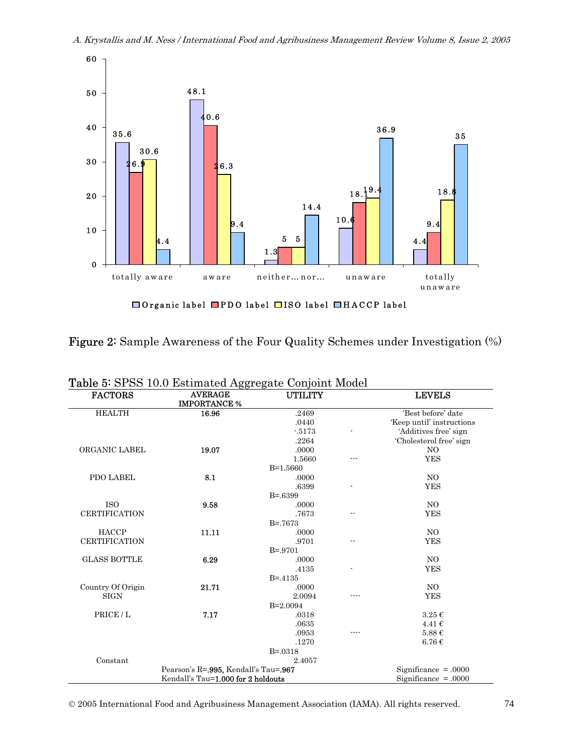| | Organic label | PDO label | ISO label | HACCP label |
|---|---|---|---|---|
| totally aware | 35.6 | 26.9 | 30.6 | 4.4 |
| aware | 48.1 | 40.6 | 26.3 | 9.4 |
| neither... nor... | 1.3 | 5 | 5 | 14.4 |
| unaware | 10.6 | 18.1 | 19.4 | 36.9 |
| totally unaware | 4.4 | 9.4 | 18.8 | 35 |

**Figure 2**: Sample Awareness of the Four Quality Schemes under Investigation (%)

**Table 5**: SPSS 10.0 Estimated Aggregate Conjoint Model

| FACTORS | AVERAGE IMPORTANCE % | UTILITY | | LEVELS |
|---|---|---|---|---|
| HEALTH | **16.96** | .2469 | | 'Best before' date |
| | | .0440 | | 'Keep until' instructions |
| | | -.5173 | - | 'Additives free' sign |
| | | .2264 | | 'Cholesterol free' sign |
| ORGANIC LABEL | **19.07** | .0000 | | NO |
| | | 1.5660 | --- | YES |
| | | B=1.5660 | | |
| PDO LABEL | **8.1** | .0000 | | NO |
| | | .6399 | - | YES |
| | | B=.6399 | | |
| ISO CERTIFICATION | **9.58** | .0000 | | NO |
| | | .7673 | -- | YES |
| | | B=.7673 | | |
| HACCP CERTIFICATION | **11.11** | .0000 | | NO |
| | | .9701 | -- | YES |
| | | B=.9701 | | |
| GLASS BOTTLE | **6.29** | .0000 | | NO |
| | | .4135 | - | YES |
| | | B=.4135 | | |
| Country Of Origin SIGN | **21.71** | .0000 | | NO |
| | | 2.0094 | ---- | YES |
| | | B=2.0094 | | |
| PRICE / L | **7.17** | .0318 | | 3.25 € |
| | | .0635 | | 4.41 € |
| | | .0953 | ---- | 5.88 € |
| | | .1270 | | 6.76 € |
| | | B=.0318 | | |
| Constant | | 2.4057 | | |
| | Pearson's R=**.995**, Kendall's Tau=**.967** | | | Significance = .0000 |
| | Kendall's Tau=**1.000 for 2 holdouts** | | | Significance = .0000 |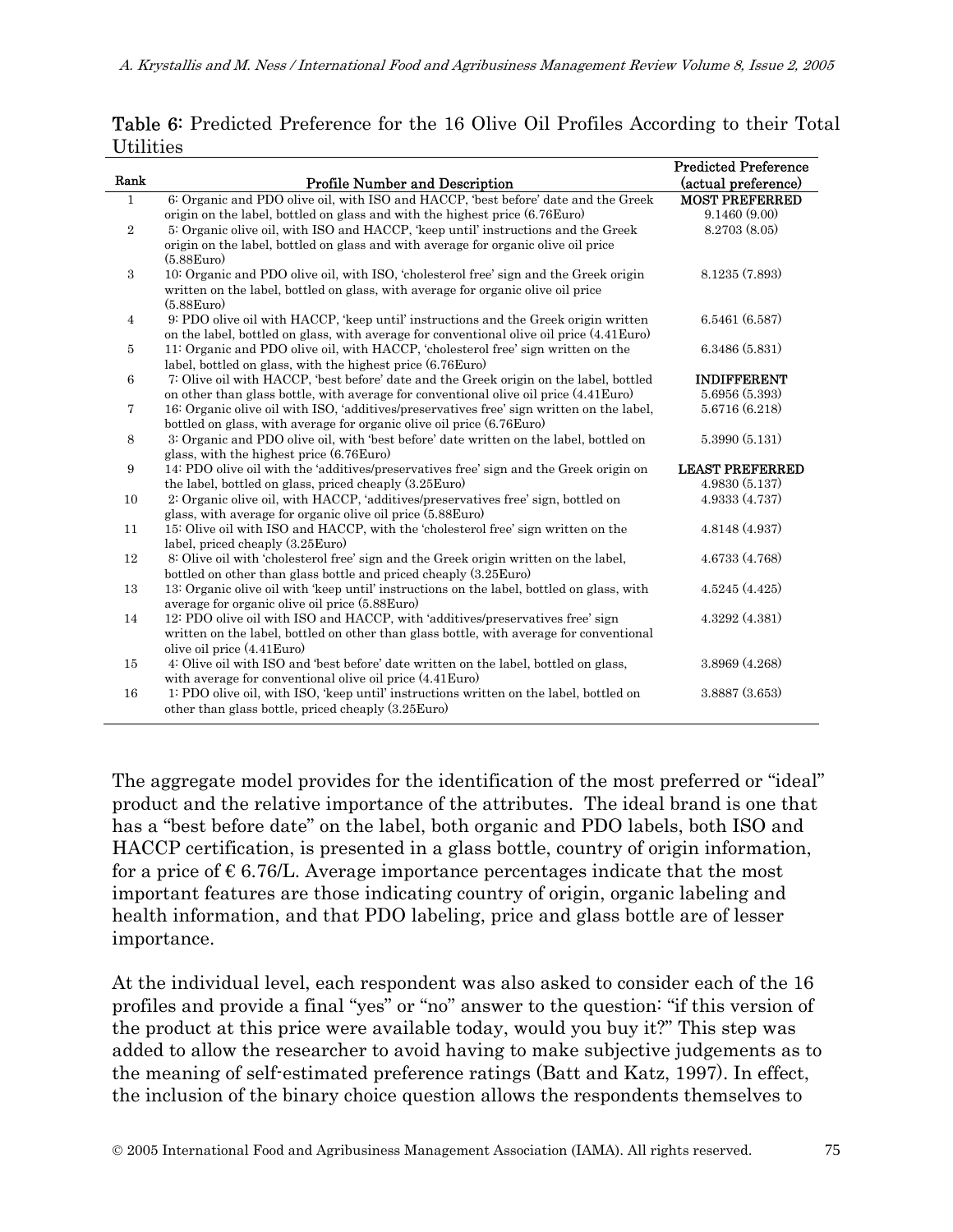**Table 6**: Predicted Preference for the 16 Olive Oil Profiles According to their Total Utilities

| Rank | Profile Number and Description | Predicted Preference (actual preference) |
|---|---|---|
| 1 | 6: Organic and PDO olive oil, with ISO and HACCP, 'best before' date and the Greek origin on the label, bottled on glass and with the highest price (6.76Euro) | **MOST PREFERRED** 9.1460 (9.00) |
| 2 | 5: Organic olive oil, with ISO and HACCP, 'keep until' instructions and the Greek origin on the label, bottled on glass and with average for organic olive oil price (5.88Euro) | 8.2703 (8.05) |
| 3 | 10: Organic and PDO olive oil, with ISO, 'cholesterol free' sign and the Greek origin written on the label, bottled on glass, with average for organic olive oil price (5.88Euro) | 8.1235 (7.893) |
| 4 | 9: PDO olive oil with HACCP, 'keep until' instructions and the Greek origin written on the label, bottled on glass, with average for conventional olive oil price (4.41Euro) | 6.5461 (6.587) |
| 5 | 11: Organic and PDO olive oil, with HACCP, 'cholesterol free' sign written on the label, bottled on glass, with the highest price (6.76Euro) | 6.3486 (5.831) |
| 6 | 7: Olive oil with HACCP, 'best before' date and the Greek origin on the label, bottled on other than glass bottle, with average for conventional olive oil price (4.41Euro) | **INDIFFERENT** 5.6956 (5.393) |
| 7 | 16: Organic olive oil with ISO, 'additives/preservatives free' sign written on the label, bottled on glass, with average for organic olive oil price (6.76Euro) | 5.6716 (6.218) |
| 8 | 3: Organic and PDO olive oil, with 'best before' date written on the label, bottled on glass, with the highest price (6.76Euro) | 5.3990 (5.131) |
| 9 | 14: PDO olive oil with the 'additives/preservatives free' sign and the Greek origin on the label, bottled on glass, priced cheaply (3.25Euro) | **LEAST PREFERRED** 4.9830 (5.137) |
| 10 | 2: Organic olive oil, with HACCP, 'additives/preservatives free' sign, bottled on glass, with average for organic olive oil price (5.88Euro) | 4.9333 (4.737) |
| 11 | 15: Olive oil with ISO and HACCP, with the 'cholesterol free' sign written on the label, priced cheaply (3.25Euro) | 4.8148 (4.937) |
| 12 | 8: Olive oil with 'cholesterol free' sign and the Greek origin written on the label, bottled on other than glass bottle and priced cheaply (3.25Euro) | 4.6733 (4.768) |
| 13 | 13: Organic olive oil with 'keep until' instructions on the label, bottled on glass, with average for organic olive oil price (5.88Euro) | 4.5245 (4.425) |
| 14 | 12: PDO olive oil with ISO and HACCP, with 'additives/preservatives free' sign written on the label, bottled on other than glass bottle, with average for conventional olive oil price (4.41Euro) | 4.3292 (4.381) |
| 15 | 4: Olive oil with ISO and 'best before' date written on the label, bottled on glass, with average for conventional olive oil price (4.41Euro) | 3.8969 (4.268) |
| 16 | 1: PDO olive oil, with ISO, 'keep until' instructions written on the label, bottled on other than glass bottle, priced cheaply (3.25Euro) | 3.8887 (3.653) |

The aggregate model provides for the identification of the most preferred or "ideal" product and the relative importance of the attributes. The ideal brand is one that has a "best before date" on the label, both organic and PDO labels, both ISO and HACCP certification, is presented in a glass bottle, country of origin information, for a price of € 6.76/L. Average importance percentages indicate that the most important features are those indicating country of origin, organic labeling and health information, and that PDO labeling, price and glass bottle are of lesser importance.

At the individual level, each respondent was also asked to consider each of the 16 profiles and provide a final "yes" or "no" answer to the question: "if this version of the product at this price were available today, would you buy it?" This step was added to allow the researcher to avoid having to make subjective judgements as to the meaning of self-estimated preference ratings (Batt and Katz, 1997). In effect, the inclusion of the binary choice question allows the respondents themselves to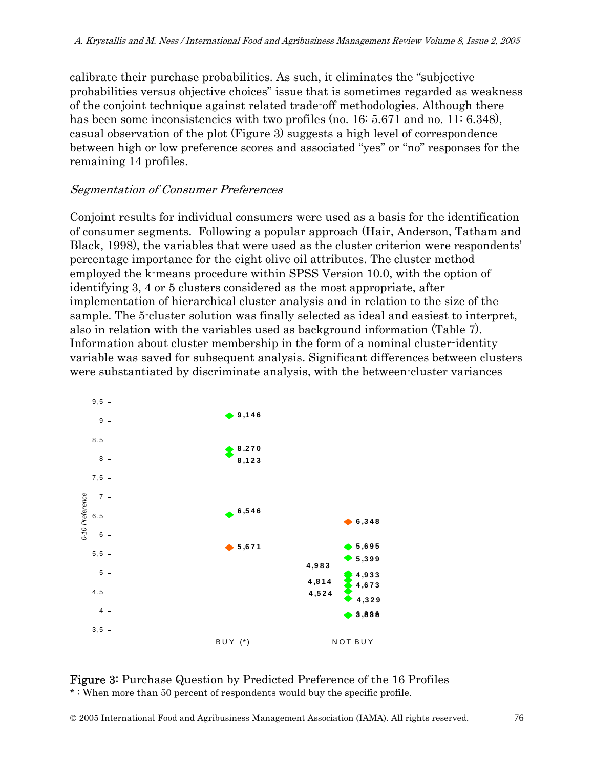calibrate their purchase probabilities. As such, it eliminates the "subjective probabilities versus objective choices" issue that is sometimes regarded as weakness of the conjoint technique against related trade-off methodologies. Although there has been some inconsistencies with two profiles (no. 16: 5.671 and no. 11: 6.348), casual observation of the plot (Figure 3) suggests a high level of correspondence between high or low preference scores and associated "yes" or "no" responses for the remaining 14 profiles.

### *Segmentation of Consumer Preferences*

Conjoint results for individual consumers were used as a basis for the identification of consumer segments. Following a popular approach (Hair, Anderson, Tatham and Black, 1998), the variables that were used as the cluster criterion were respondents' percentage importance for the eight olive oil attributes. The cluster method employed the k-means procedure within SPSS Version 10.0, with the option of identifying 3, 4 or 5 clusters considered as the most appropriate, after implementation of hierarchical cluster analysis and in relation to the size of the sample. The 5-cluster solution was finally selected as ideal and easiest to interpret, also in relation with the variables used as background information (Table 7). Information about cluster membership in the form of a nominal cluster-identity variable was saved for subsequent analysis. Significant differences between clusters were substantiated by discriminate analysis, with the between-cluster variances

**Figure 3:** Purchase Question by Predicted Preference of the 16 Profiles

\* : When more than 50 percent of respondents would buy the specific profile.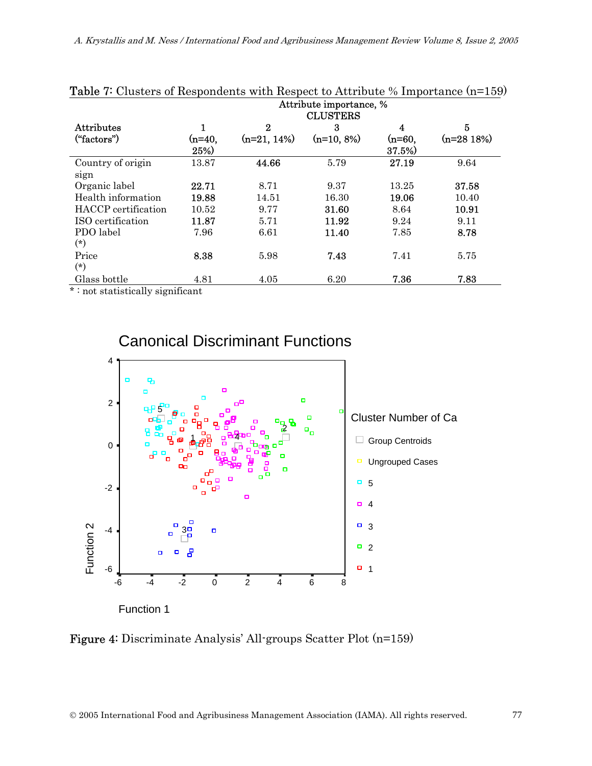Table 7: Clusters of Respondents with Respect to Attribute % Importance (n=159)

| Attributes ("factors") | Attribute importance, % CLUSTERS 1 (n=40, 25%) | 2 (n=21, 14%) | 3 (n=10, 8%) | 4 (n=60, 37.5%) | 5 (n=28 18%) |
|---|---|---|---|---|---|
| Country of origin sign | 13.87 | **44.66** | 5.79 | **27.19** | 9.64 |
| Organic label | **22.71** | 8.71 | 9.37 | 13.25 | **37.58** |
| Health information | **19.88** | 14.51 | 16.30 | **19.06** | 10.40 |
| HACCP certification | 10.52 | 9.77 | **31.60** | 8.64 | **10.91** |
| ISO certification | **11.87** | 5.71 | **11.92** | 9.24 | 9.11 |
| PDO label (*) | 7.96 | 6.61 | **11.40** | 7.85 | **8.78** |
| Price (*) | **8.38** | 5.98 | **7.43** | 7.41 | 5.75 |
| Glass bottle | 4.81 | 4.05 | 6.20 | **7.36** | **7.83** |

* : not statistically significant

Figure 4: Discriminate Analysis' All-groups Scatter Plot (n=159)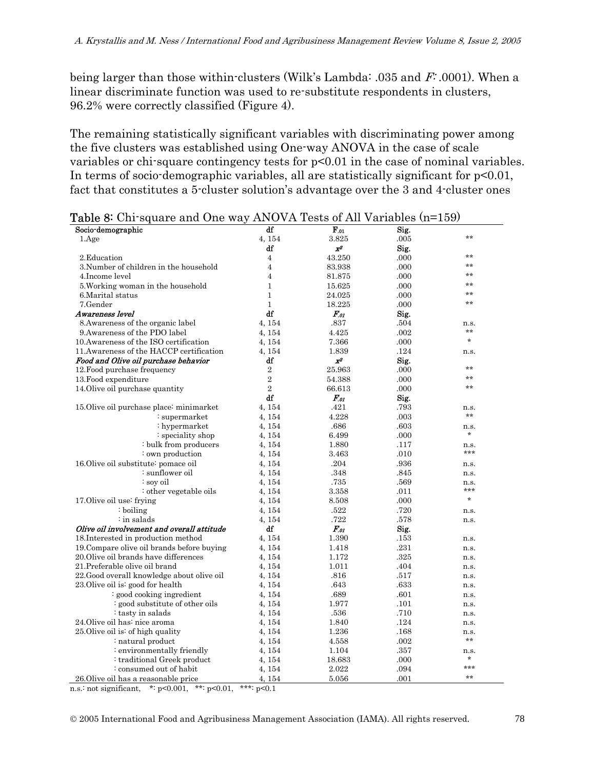being larger than those within-clusters (Wilk's Lambda: .035 and *F*: .0001). When a linear discriminate function was used to re-substitute respondents in clusters, 96.2% were correctly classified (Figure 4).

The remaining statistically significant variables with discriminating power among the five clusters was established using One-way ANOVA in the case of scale variables or chi-square contingency tests for p<0.01 in the case of nominal variables. In terms of socio-demographic variables, all are statistically significant for p<0.01, fact that constitutes a 5-cluster solution's advantage over the 3 and 4-cluster ones

**Table 8:** Chi-square and One way ANOVA Tests of All Variables (n=159)

| Socio-demographic | df | $F_{.01}$ | Sig. | |
|---|---|---|---|---|
| 1.Age | 4, 154 | 3.825 | .005 | ** |
| | df | $x^2$ | Sig. | |
| 2.Education | 4 | 43.250 | .000 | ** |
| 3.Number of children in the household | 4 | 83.938 | .000 | ** |
| 4.Income level | 4 | 81.875 | .000 | ** |
| 5.Working woman in the household | 1 | 15.625 | .000 | ** |
| 6.Marital status | 1 | 24.025 | .000 | ** |
| 7.Gender | 1 | 18.225 | .000 | ** |
| ***Awareness level*** | **df** | $F_{.01}$ | **Sig.** | |
| 8.Awareness of the organic label | 4, 154 | .837 | .504 | n.s. |
| 9.Awareness of the PDO label | 4, 154 | 4.425 | .002 | ** |
| 10.Awareness of the ISO certification | 4, 154 | 7.366 | .000 | * |
| 11.Awareness of the HACCP certification | 4, 154 | 1.839 | .124 | n.s. |
| ***Food and Olive oil purchase behavior*** | **df** | $x^2$ | **Sig.** | |
| 12.Food purchase frequency | 2 | 25.963 | .000 | ** |
| 13.Food expenditure | 2 | 54.388 | .000 | ** |
| 14.Olive oil purchase quantity | 2 | 66.613 | .000 | ** |
| | df | $F_{.01}$ | Sig. | |
| 15.Olive oil purchase place: minimarket | 4, 154 | .421 | .793 | n.s. |
| : supermarket | 4, 154 | 4.228 | .003 | ** |
| : hypermarket | 4, 154 | .686 | .603 | n.s. |
| : speciality shop | 4, 154 | 6.499 | .000 | * |
| : bulk from producers | 4, 154 | 1.880 | .117 | n.s. |
| : own production | 4, 154 | 3.463 | .010 | *** |
| 16.Olive oil substitute: pomace oil | 4, 154 | .204 | .936 | n.s. |
| : sunflower oil | 4, 154 | .348 | .845 | n.s. |
| : soy oil | 4, 154 | .735 | .569 | n.s. |
| : other vegetable oils | 4, 154 | 3.358 | .011 | *** |
| 17.Olive oil use: frying | 4, 154 | 8.508 | .000 | * |
| : boiling | 4, 154 | .522 | .720 | n.s. |
| : in salads | 4, 154 | .722 | .578 | n.s. |
| ***Olive oil involvement and overall attitude*** | **df** | $F_{.01}$ | **Sig.** | |
| 18.Interested in production method | 4, 154 | 1.390 | .153 | n.s. |
| 19.Compare olive oil brands before buying | 4, 154 | 1.418 | .231 | n.s. |
| 20.Olive oil brands have differences | 4, 154 | 1.172 | .325 | n.s. |
| 21.Preferable olive oil brand | 4, 154 | 1.011 | .404 | n.s. |
| 22.Good overall knowledge about olive oil | 4, 154 | .816 | .517 | n.s. |
| 23.Olive oil is: good for health | 4, 154 | .643 | .633 | n.s. |
| : good cooking ingredient | 4, 154 | .689 | .601 | n.s. |
| : good substitute of other oils | 4, 154 | 1.977 | .101 | n.s. |
| : tasty in salads | 4, 154 | .536 | .710 | n.s. |
| 24.Olive oil has: nice aroma | 4, 154 | 1.840 | .124 | n.s. |
| 25.Olive oil is: of high quality | 4, 154 | 1.236 | .168 | n.s. |
| : natural product | 4, 154 | 4.558 | .002 | ** |
| : environmentally friendly | 4, 154 | 1.104 | .357 | n.s. |
| : traditional Greek product | 4, 154 | 18.683 | .000 | * |
| : consumed out of habit | 4, 154 | 2.022 | .094 | *** |
| 26.Olive oil has a reasonable price | 4, 154 | 5.056 | .001 | ** |

n.s.: not significant, *: p<0.001, **: p<0.01, ***: p<0.1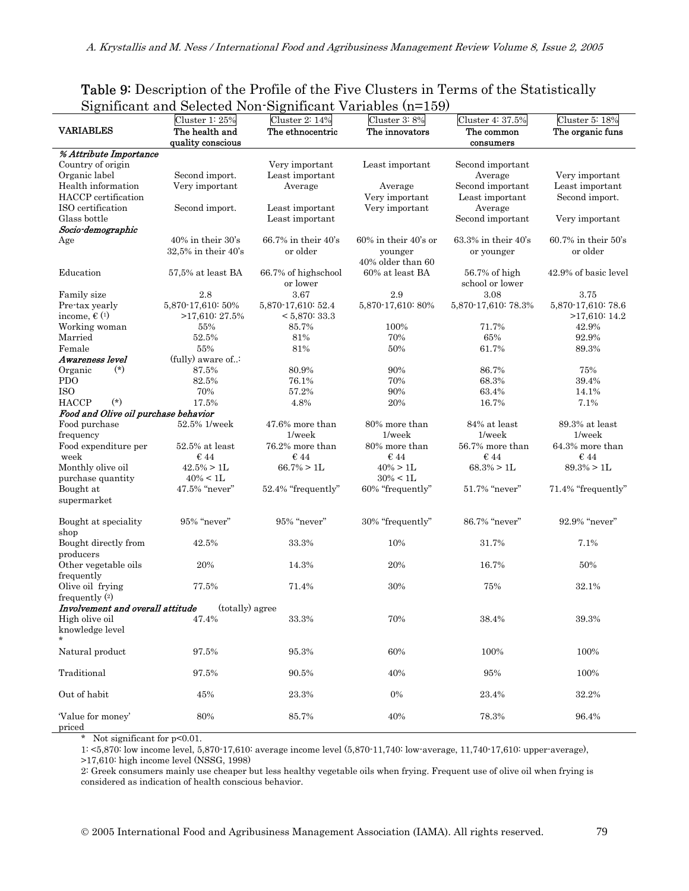**Table 9**: Description of the Profile of the Five Clusters in Terms of the Statistically Significant and Selected Non-Significant Variables (n=159)

| VARIABLES | Cluster 1: 25%<br>The health and quality conscious | Cluster 2: 14%<br>The ethnocentric | Cluster 3: 8%<br>The innovators | Cluster 4: 37.5%<br>The common consumers | Cluster 5: 18%<br>The organic funs |
|---|---|---|---|---|---|
| ***% Attribute Importance*** | | | | | |
| Country of origin | | Very important | Least important | Second important | |
| Organic label | Second import. | Least important | | Average | Very important |
| Health information | Very important | Average | Average | Second important | Least important |
| HACCP certification | | | Very important | Least important | Second import. |
| ISO certification | Second import. | Least important | Very important | Average | |
| Glass bottle | | Least important | | Second important | Very important |
| ***Socio-demographic*** | | | | | |
| Age | 40% in their 30's<br>32,5% in their 40's | 66.7% in their 40's or older | 60% in their 40's or younger<br>40% older than 60 | 63.3% in their 40's or younger | 60.7% in their 50's or older |
| Education | 57,5% at least BA | 66.7% of highschool or lower | 60% at least BA | 56.7% of high school or lower | 42.9% of basic level |
| Family size | 2.8 | 3.67 | 2.9 | 3.08 | 3.75 |
| Pre-tax yearly income, € (1) | 5,870-17,610: 50%<br>>17,610: 27.5% | 5,870-17,610: 52.4<br>< 5,870: 33.3 | 5,870-17,610: 80% | 5,870-17,610: 78.3% | 5,870-17,610: 78.6<br>>17,610: 14.2 |
| Working woman | 55% | 85.7% | 100% | 71.7% | 42.9% |
| Married | 52.5% | 81% | 70% | 65% | 92.9% |
| Female | 55% | 81% | 50% | 61.7% | 89.3% |
| ***Awareness level*** | (fully) aware of..: | | | | |
| Organic (*) | 87.5% | 80.9% | 90% | 86.7% | 75% |
| PDO | 82.5% | 76.1% | 70% | 68.3% | 39.4% |
| ISO | 70% | 57.2% | 90% | 63.4% | 14.1% |
| HACCP (*) | 17.5% | 4.8% | 20% | 16.7% | 7.1% |
| ***Food and Olive oil purchase behavior*** | | | | | |
| Food purchase frequency | 52.5% 1/week | 47.6% more than 1/week | 80% more than 1/week | 84% at least 1/week | 89.3% at least 1/week |
| Food expenditure per week | 52.5% at least € 44 | 76.2% more than € 44 | 80% more than € 44 | 56.7% more than € 44 | 64.3% more than € 44 |
| Monthly olive oil purchase quantity | 42.5% > 1L<br>40% < 1L | 66.7% > 1L | 40% > 1L<br>30% < 1L | 68.3% > 1L | 89.3% > 1L |
| Bought at supermarket | 47.5% "never" | 52.4% "frequently" | 60% "frequently" | 51.7% "never" | 71.4% "frequently" |
| Bought at speciality shop | 95% "never" | 95% "never" | 30% "frequently" | 86.7% "never" | 92.9% "never" |
| Bought directly from producers | 42.5% | 33.3% | 10% | 31.7% | 7.1% |
| Other vegetable oils frequently | 20% | 14.3% | 20% | 16.7% | 50% |
| Olive oil frying frequently (2) | 77.5% | 71.4% | 30% | 75% | 32.1% |
| ***Involvement and overall attitude*** | (totally) agree | | | | |
| High olive oil knowledge level * | 47.4% | 33.3% | 70% | 38.4% | 39.3% |
| Natural product | 97.5% | 95.3% | 60% | 100% | 100% |
| Traditional | 97.5% | 90.5% | 40% | 95% | 100% |
| Out of habit | 45% | 23.3% | 0% | 23.4% | 32.2% |
| 'Value for money' priced | 80% | 85.7% | 40% | 78.3% | 96.4% |

\* Not significant for $p<0.01$.

1: <5,870: low income level, 5,870-17,610: average income level (5,870-11,740: low-average, 11,740-17,610: upper-average), >17,610: high income level (NSSG, 1998)

2: Greek consumers mainly use cheaper but less healthy vegetable oils when frying. Frequent use of olive oil when frying is considered as indication of health conscious behavior.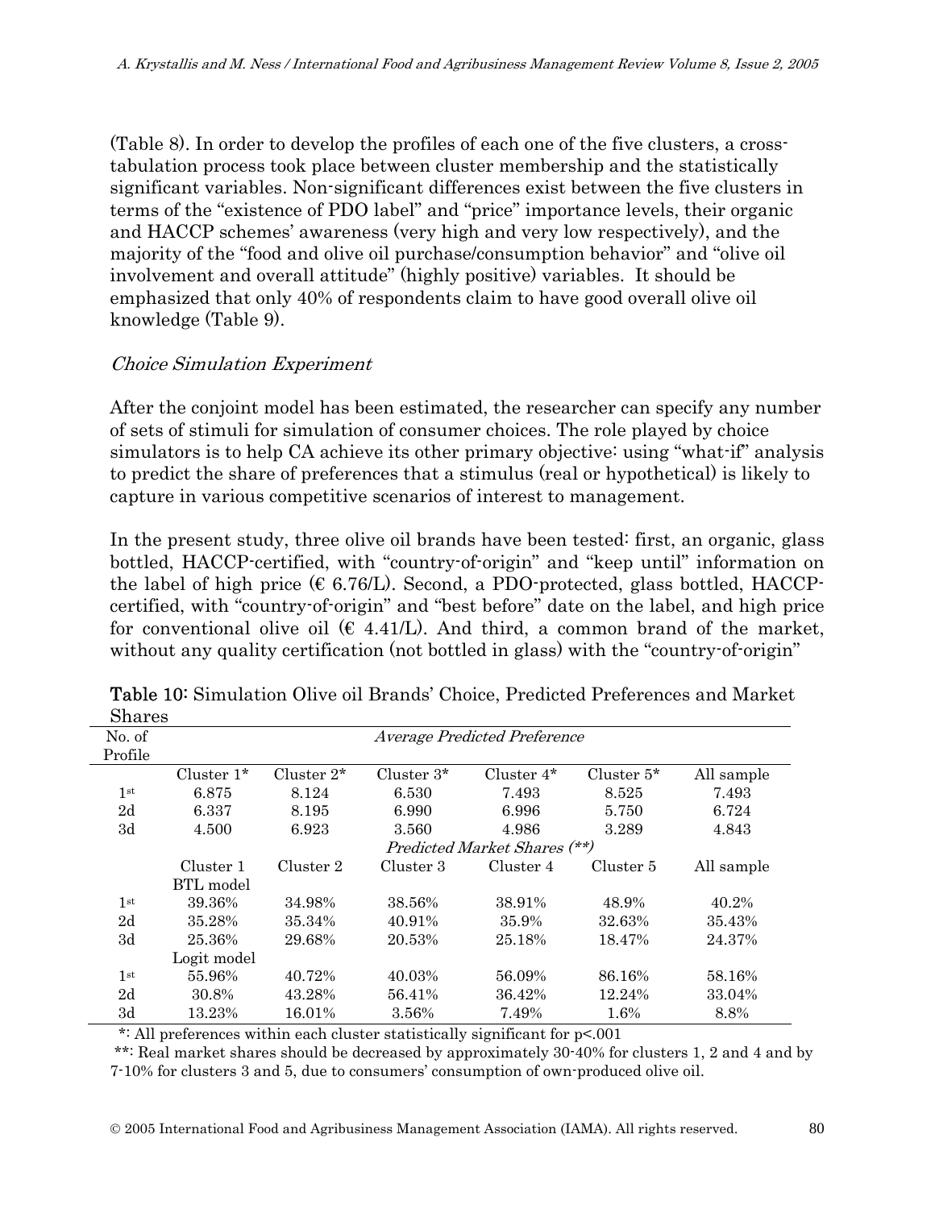(Table 8). In order to develop the profiles of each one of the five clusters, a cross-tabulation process took place between cluster membership and the statistically significant variables. Non-significant differences exist between the five clusters in terms of the "existence of PDO label" and "price" importance levels, their organic and HACCP schemes' awareness (very high and very low respectively), and the majority of the "food and olive oil purchase/consumption behavior" and "olive oil involvement and overall attitude" (highly positive) variables. It should be emphasized that only 40% of respondents claim to have good overall olive oil knowledge (Table 9).

### *Choice Simulation Experiment*

After the conjoint model has been estimated, the researcher can specify any number of sets of stimuli for simulation of consumer choices. The role played by choice simulators is to help CA achieve its other primary objective: using "what-if" analysis to predict the share of preferences that a stimulus (real or hypothetical) is likely to capture in various competitive scenarios of interest to management.

In the present study, three olive oil brands have been tested: first, an organic, glass bottled, HACCP-certified, with "country-of-origin" and "keep until" information on the label of high price (€ 6.76/L). Second, a PDO-protected, glass bottled, HACCP-certified, with "country-of-origin" and "best before" date on the label, and high price for conventional olive oil (€ 4.41/L). And third, a common brand of the market, without any quality certification (not bottled in glass) with the "country-of-origin"

**Table 10:** Simulation Olive oil Brands' Choice, Predicted Preferences and Market Shares

| No. of Profile | *Average Predicted Preference* | | | | | |
|---|---|---|---|---|---|---|
| | Cluster 1* | Cluster 2* | Cluster 3* | Cluster 4* | Cluster 5* | All sample |
| 1st | 6.875 | 8.124 | 6.530 | 7.493 | 8.525 | 7.493 |
| 2d | 6.337 | 8.195 | 6.990 | 6.996 | 5.750 | 6.724 |
| 3d | 4.500 | 6.923 | 3.560 | 4.986 | 3.289 | 4.843 |
| | *Predicted Market Shares (**)* | | | | | |
| | Cluster 1 | Cluster 2 | Cluster 3 | Cluster 4 | Cluster 5 | All sample |
| | BTL model | | | | | |
| 1st | 39.36% | 34.98% | 38.56% | 38.91% | 48.9% | 40.2% |
| 2d | 35.28% | 35.34% | 40.91% | 35.9% | 32.63% | 35.43% |
| 3d | 25.36% | 29.68% | 20.53% | 25.18% | 18.47% | 24.37% |
| | Logit model | | | | | |
| 1st | 55.96% | 40.72% | 40.03% | 56.09% | 86.16% | 58.16% |
| 2d | 30.8% | 43.28% | 56.41% | 36.42% | 12.24% | 33.04% |
| 3d | 13.23% | 16.01% | 3.56% | 7.49% | 1.6% | 8.8% |

*: All preferences within each cluster statistically significant for $p<.001$

**: Real market shares should be decreased by approximately 30-40% for clusters 1, 2 and 4 and by 7-10% for clusters 3 and 5, due to consumers' consumption of own-produced olive oil.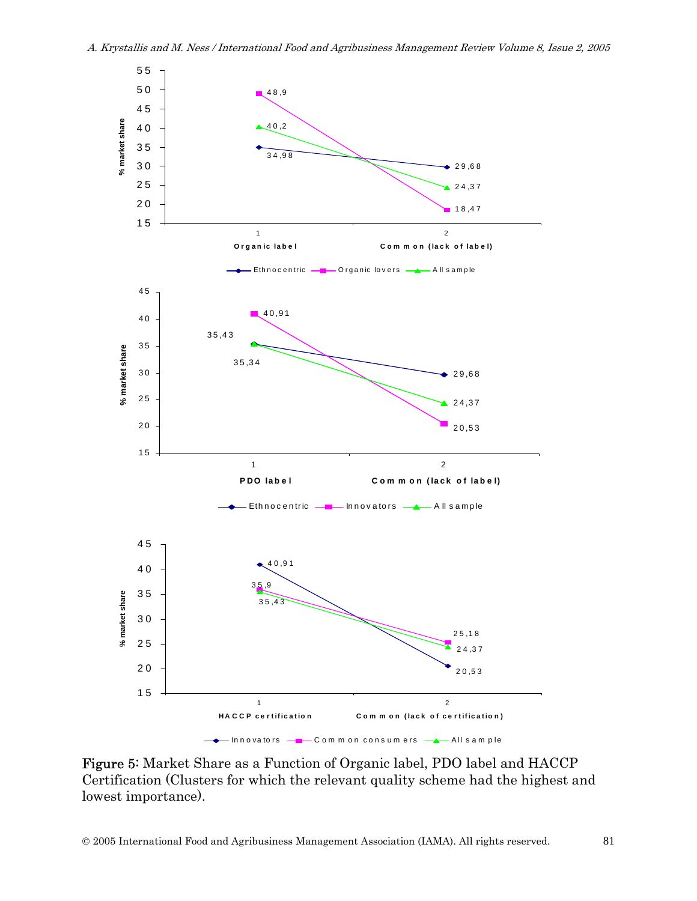**Figure 5:** Market Share as a Function of Organic label, PDO label and HACCP Certification (Clusters for which the relevant quality scheme had the highest and lowest importance).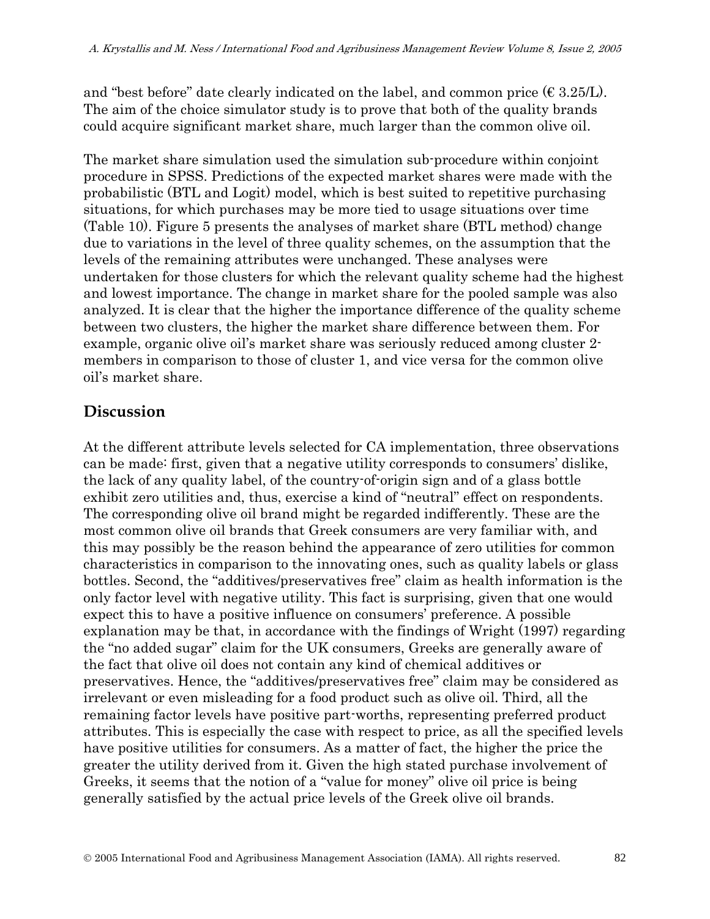and "best before" date clearly indicated on the label, and common price (€ 3.25/L). The aim of the choice simulator study is to prove that both of the quality brands could acquire significant market share, much larger than the common olive oil.

The market share simulation used the simulation sub-procedure within conjoint procedure in SPSS. Predictions of the expected market shares were made with the probabilistic (BTL and Logit) model, which is best suited to repetitive purchasing situations, for which purchases may be more tied to usage situations over time (Table 10). Figure 5 presents the analyses of market share (BTL method) change due to variations in the level of three quality schemes, on the assumption that the levels of the remaining attributes were unchanged. These analyses were undertaken for those clusters for which the relevant quality scheme had the highest and lowest importance. The change in market share for the pooled sample was also analyzed. It is clear that the higher the importance difference of the quality scheme between two clusters, the higher the market share difference between them. For example, organic olive oil's market share was seriously reduced among cluster 2-members in comparison to those of cluster 1, and vice versa for the common olive oil's market share.

## Discussion

At the different attribute levels selected for CA implementation, three observations can be made: first, given that a negative utility corresponds to consumers' dislike, the lack of any quality label, of the country-of-origin sign and of a glass bottle exhibit zero utilities and, thus, exercise a kind of "neutral" effect on respondents. The corresponding olive oil brand might be regarded indifferently. These are the most common olive oil brands that Greek consumers are very familiar with, and this may possibly be the reason behind the appearance of zero utilities for common characteristics in comparison to the innovating ones, such as quality labels or glass bottles. Second, the "additives/preservatives free" claim as health information is the only factor level with negative utility. This fact is surprising, given that one would expect this to have a positive influence on consumers' preference. A possible explanation may be that, in accordance with the findings of Wright (1997) regarding the "no added sugar" claim for the UK consumers, Greeks are generally aware of the fact that olive oil does not contain any kind of chemical additives or preservatives. Hence, the "additives/preservatives free" claim may be considered as irrelevant or even misleading for a food product such as olive oil. Third, all the remaining factor levels have positive part-worths, representing preferred product attributes. This is especially the case with respect to price, as all the specified levels have positive utilities for consumers. As a matter of fact, the higher the price the greater the utility derived from it. Given the high stated purchase involvement of Greeks, it seems that the notion of a "value for money" olive oil price is being generally satisfied by the actual price levels of the Greek olive oil brands.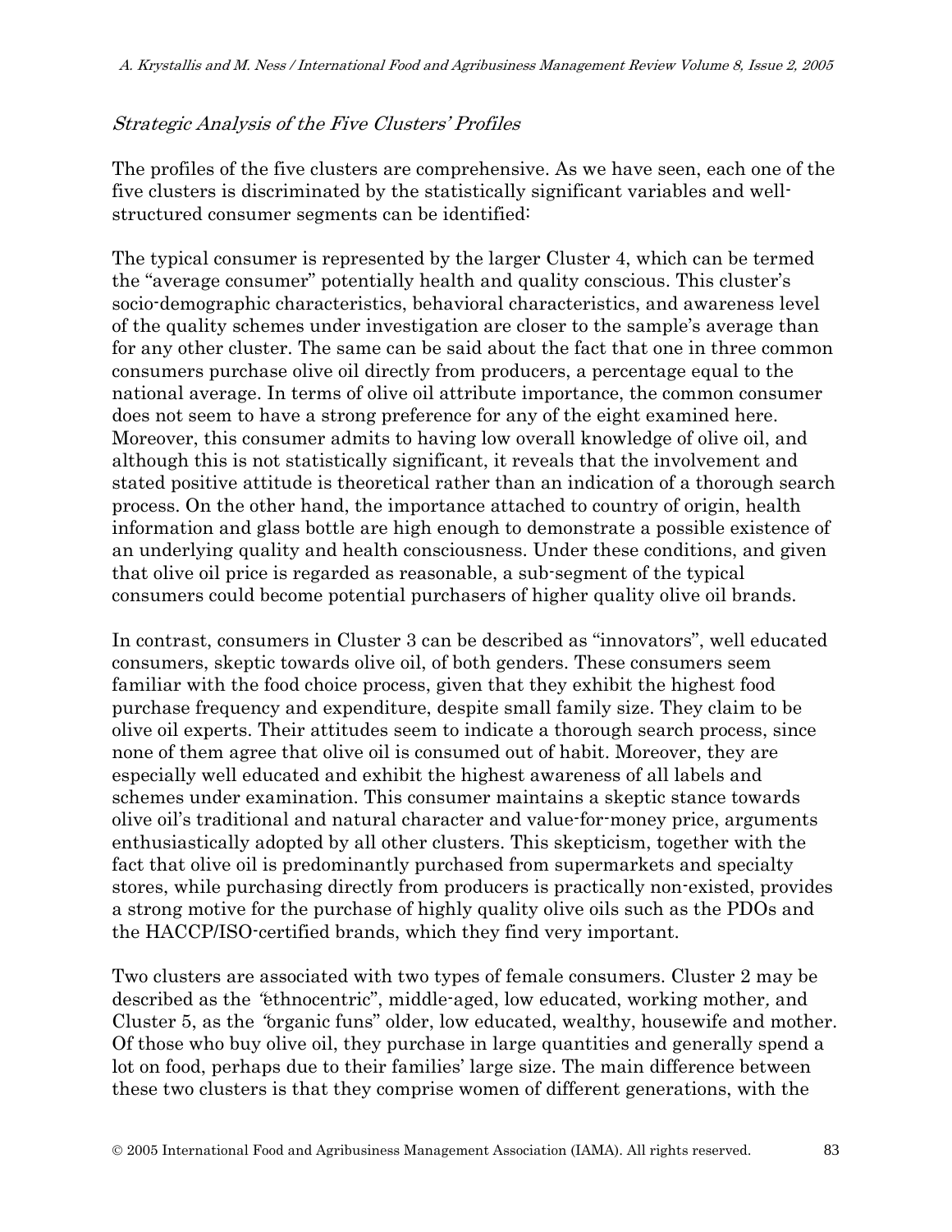*Strategic Analysis of the Five Clusters' Profiles*

The profiles of the five clusters are comprehensive. As we have seen, each one of the five clusters is discriminated by the statistically significant variables and well-structured consumer segments can be identified:

The typical consumer is represented by the larger Cluster 4, which can be termed the "average consumer" potentially health and quality conscious. This cluster's socio-demographic characteristics, behavioral characteristics, and awareness level of the quality schemes under investigation are closer to the sample's average than for any other cluster. The same can be said about the fact that one in three common consumers purchase olive oil directly from producers, a percentage equal to the national average. In terms of olive oil attribute importance, the common consumer does not seem to have a strong preference for any of the eight examined here. Moreover, this consumer admits to having low overall knowledge of olive oil, and although this is not statistically significant, it reveals that the involvement and stated positive attitude is theoretical rather than an indication of a thorough search process. On the other hand, the importance attached to country of origin, health information and glass bottle are high enough to demonstrate a possible existence of an underlying quality and health consciousness. Under these conditions, and given that olive oil price is regarded as reasonable, a sub-segment of the typical consumers could become potential purchasers of higher quality olive oil brands.

In contrast, consumers in Cluster 3 can be described as "innovators", well educated consumers, skeptic towards olive oil, of both genders. These consumers seem familiar with the food choice process, given that they exhibit the highest food purchase frequency and expenditure, despite small family size. They claim to be olive oil experts. Their attitudes seem to indicate a thorough search process, since none of them agree that olive oil is consumed out of habit. Moreover, they are especially well educated and exhibit the highest awareness of all labels and schemes under examination. This consumer maintains a skeptic stance towards olive oil's traditional and natural character and value-for-money price, arguments enthusiastically adopted by all other clusters. This skepticism, together with the fact that olive oil is predominantly purchased from supermarkets and specialty stores, while purchasing directly from producers is practically non-existed, provides a strong motive for the purchase of highly quality olive oils such as the PDOs and the HACCP/ISO-certified brands, which they find very important.

Two clusters are associated with two types of female consumers. Cluster 2 may be described as the "ethnocentric", middle-aged, low educated, working mother*,* and Cluster 5, as the "organic funs" older, low educated, wealthy, housewife and mother. Of those who buy olive oil, they purchase in large quantities and generally spend a lot on food, perhaps due to their families' large size. The main difference between these two clusters is that they comprise women of different generations, with the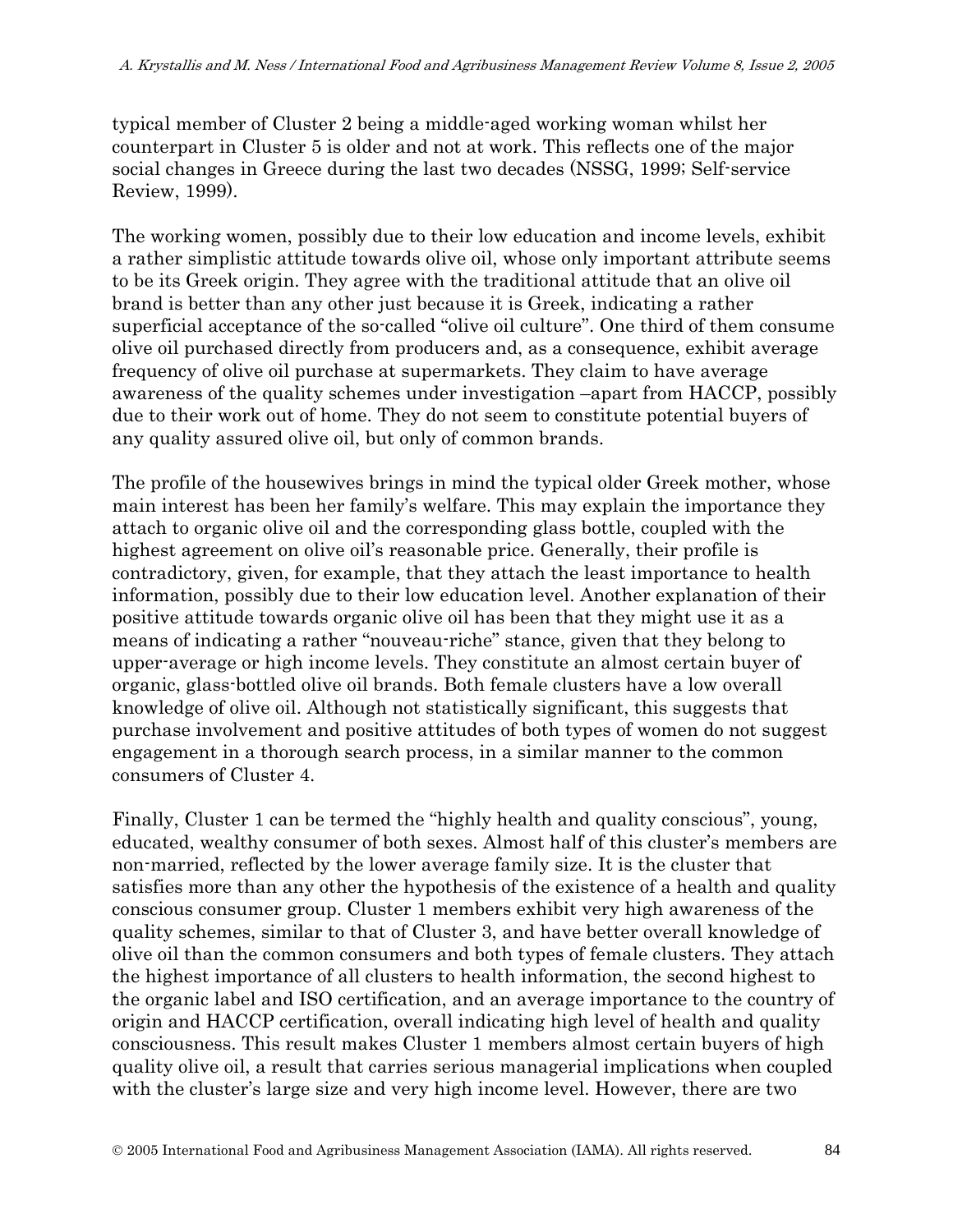typical member of Cluster 2 being a middle-aged working woman whilst her counterpart in Cluster 5 is older and not at work. This reflects one of the major social changes in Greece during the last two decades (NSSG, 1999; Self-service Review, 1999).

The working women, possibly due to their low education and income levels, exhibit a rather simplistic attitude towards olive oil, whose only important attribute seems to be its Greek origin. They agree with the traditional attitude that an olive oil brand is better than any other just because it is Greek, indicating a rather superficial acceptance of the so-called "olive oil culture". One third of them consume olive oil purchased directly from producers and, as a consequence, exhibit average frequency of olive oil purchase at supermarkets. They claim to have average awareness of the quality schemes under investigation –apart from HACCP, possibly due to their work out of home. They do not seem to constitute potential buyers of any quality assured olive oil, but only of common brands.

The profile of the housewives brings in mind the typical older Greek mother, whose main interest has been her family's welfare. This may explain the importance they attach to organic olive oil and the corresponding glass bottle, coupled with the highest agreement on olive oil's reasonable price. Generally, their profile is contradictory, given, for example, that they attach the least importance to health information, possibly due to their low education level. Another explanation of their positive attitude towards organic olive oil has been that they might use it as a means of indicating a rather "nouveau-riche" stance, given that they belong to upper-average or high income levels. They constitute an almost certain buyer of organic, glass-bottled olive oil brands. Both female clusters have a low overall knowledge of olive oil. Although not statistically significant, this suggests that purchase involvement and positive attitudes of both types of women do not suggest engagement in a thorough search process, in a similar manner to the common consumers of Cluster 4.

Finally, Cluster 1 can be termed the "highly health and quality conscious", young, educated, wealthy consumer of both sexes. Almost half of this cluster's members are non-married, reflected by the lower average family size. It is the cluster that satisfies more than any other the hypothesis of the existence of a health and quality conscious consumer group. Cluster 1 members exhibit very high awareness of the quality schemes, similar to that of Cluster 3, and have better overall knowledge of olive oil than the common consumers and both types of female clusters. They attach the highest importance of all clusters to health information, the second highest to the organic label and ISO certification, and an average importance to the country of origin and HACCP certification, overall indicating high level of health and quality consciousness. This result makes Cluster 1 members almost certain buyers of high quality olive oil, a result that carries serious managerial implications when coupled with the cluster's large size and very high income level. However, there are two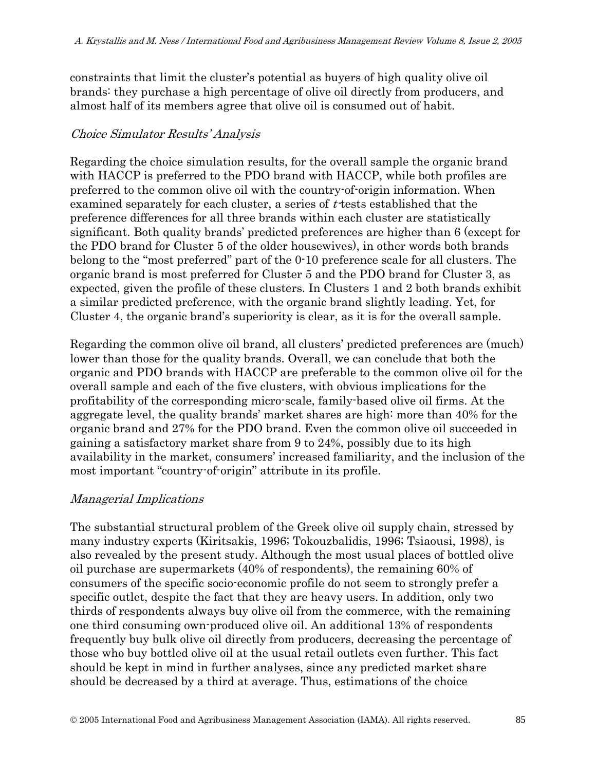constraints that limit the cluster's potential as buyers of high quality olive oil brands: they purchase a high percentage of olive oil directly from producers, and almost half of its members agree that olive oil is consumed out of habit.

### *Choice Simulator Results' Analysis*

Regarding the choice simulation results, for the overall sample the organic brand with HACCP is preferred to the PDO brand with HACCP, while both profiles are preferred to the common olive oil with the country-of-origin information. When examined separately for each cluster, a series of *t*-tests established that the preference differences for all three brands within each cluster are statistically significant. Both quality brands' predicted preferences are higher than 6 (except for the PDO brand for Cluster 5 of the older housewives), in other words both brands belong to the "most preferred" part of the 0-10 preference scale for all clusters. The organic brand is most preferred for Cluster 5 and the PDO brand for Cluster 3, as expected, given the profile of these clusters. In Clusters 1 and 2 both brands exhibit a similar predicted preference, with the organic brand slightly leading. Yet, for Cluster 4, the organic brand's superiority is clear, as it is for the overall sample.

Regarding the common olive oil brand, all clusters' predicted preferences are (much) lower than those for the quality brands. Overall, we can conclude that both the organic and PDO brands with HACCP are preferable to the common olive oil for the overall sample and each of the five clusters, with obvious implications for the profitability of the corresponding micro-scale, family-based olive oil firms. At the aggregate level, the quality brands' market shares are high: more than 40% for the organic brand and 27% for the PDO brand. Even the common olive oil succeeded in gaining a satisfactory market share from 9 to 24%, possibly due to its high availability in the market, consumers' increased familiarity, and the inclusion of the most important "country-of-origin" attribute in its profile.

### *Managerial Implications*

The substantial structural problem of the Greek olive oil supply chain, stressed by many industry experts (Kiritsakis, 1996; Tokouzbalidis, 1996; Tsiaousi, 1998), is also revealed by the present study. Although the most usual places of bottled olive oil purchase are supermarkets (40% of respondents), the remaining 60% of consumers of the specific socio-economic profile do not seem to strongly prefer a specific outlet, despite the fact that they are heavy users. In addition, only two thirds of respondents always buy olive oil from the commerce, with the remaining one third consuming own-produced olive oil. An additional 13% of respondents frequently buy bulk olive oil directly from producers, decreasing the percentage of those who buy bottled olive oil at the usual retail outlets even further. This fact should be kept in mind in further analyses, since any predicted market share should be decreased by a third at average. Thus, estimations of the choice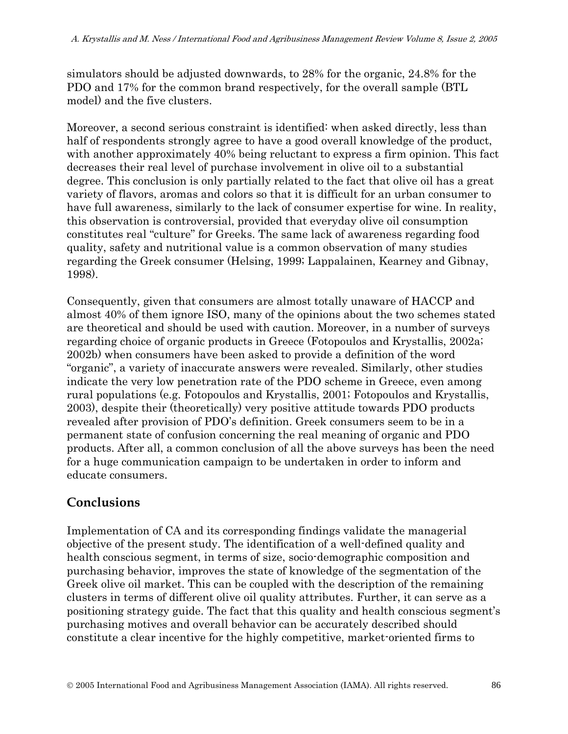simulators should be adjusted downwards, to 28% for the organic, 24.8% for the PDO and 17% for the common brand respectively, for the overall sample (BTL model) and the five clusters.

Moreover, a second serious constraint is identified: when asked directly, less than half of respondents strongly agree to have a good overall knowledge of the product, with another approximately 40% being reluctant to express a firm opinion. This fact decreases their real level of purchase involvement in olive oil to a substantial degree. This conclusion is only partially related to the fact that olive oil has a great variety of flavors, aromas and colors so that it is difficult for an urban consumer to have full awareness, similarly to the lack of consumer expertise for wine. In reality, this observation is controversial, provided that everyday olive oil consumption constitutes real "culture" for Greeks. The same lack of awareness regarding food quality, safety and nutritional value is a common observation of many studies regarding the Greek consumer (Helsing, 1999; Lappalainen, Kearney and Gibnay, 1998).

Consequently, given that consumers are almost totally unaware of HACCP and almost 40% of them ignore ISO, many of the opinions about the two schemes stated are theoretical and should be used with caution. Moreover, in a number of surveys regarding choice of organic products in Greece (Fotopoulos and Krystallis, 2002a; 2002b) when consumers have been asked to provide a definition of the word "organic", a variety of inaccurate answers were revealed. Similarly, other studies indicate the very low penetration rate of the PDO scheme in Greece, even among rural populations (e.g. Fotopoulos and Krystallis, 2001; Fotopoulos and Krystallis, 2003), despite their (theoretically) very positive attitude towards PDO products revealed after provision of PDO's definition. Greek consumers seem to be in a permanent state of confusion concerning the real meaning of organic and PDO products. After all, a common conclusion of all the above surveys has been the need for a huge communication campaign to be undertaken in order to inform and educate consumers.

## Conclusions

Implementation of CA and its corresponding findings validate the managerial objective of the present study. The identification of a well-defined quality and health conscious segment, in terms of size, socio-demographic composition and purchasing behavior, improves the state of knowledge of the segmentation of the Greek olive oil market. This can be coupled with the description of the remaining clusters in terms of different olive oil quality attributes. Further, it can serve as a positioning strategy guide. The fact that this quality and health conscious segment's purchasing motives and overall behavior can be accurately described should constitute a clear incentive for the highly competitive, market-oriented firms to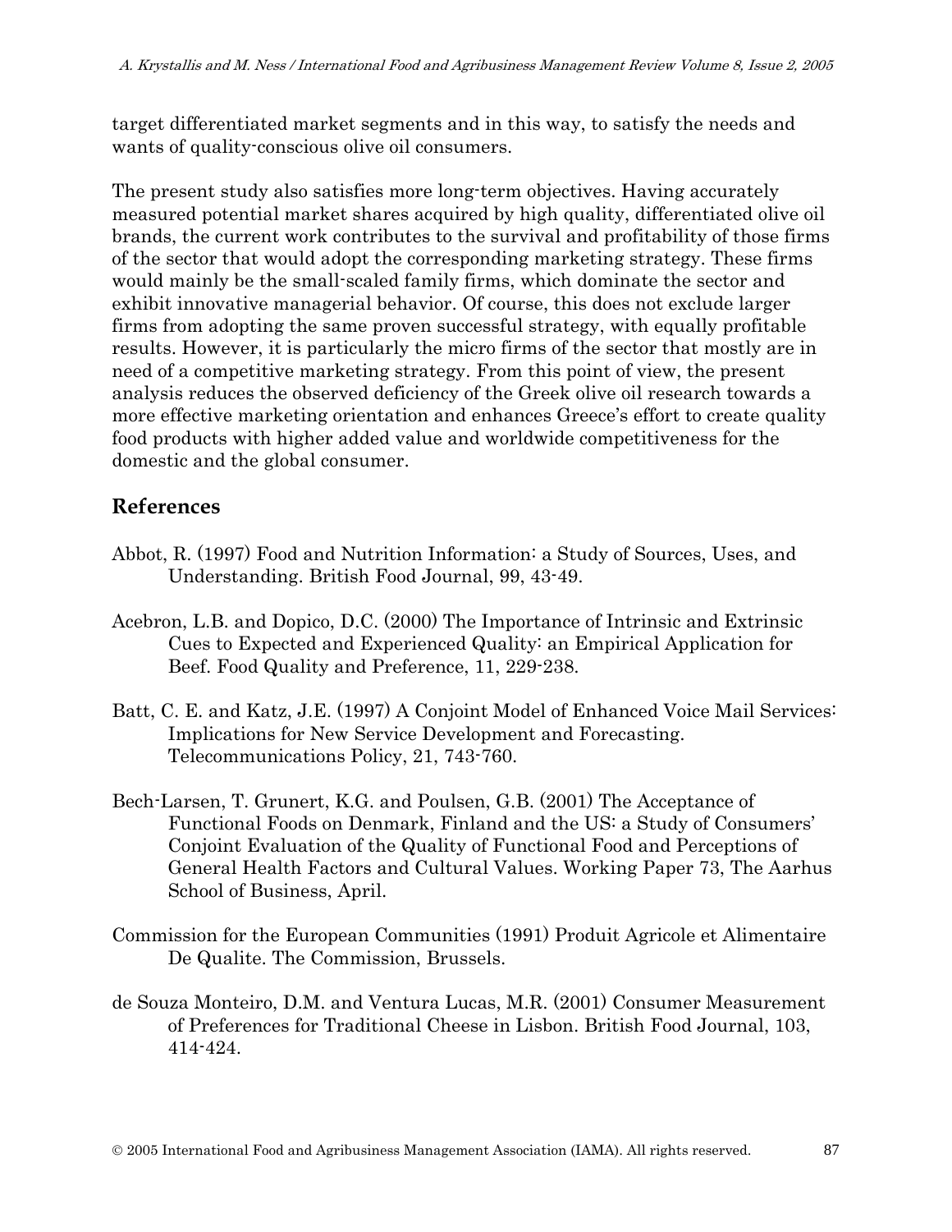target differentiated market segments and in this way, to satisfy the needs and wants of quality-conscious olive oil consumers.

The present study also satisfies more long-term objectives. Having accurately measured potential market shares acquired by high quality, differentiated olive oil brands, the current work contributes to the survival and profitability of those firms of the sector that would adopt the corresponding marketing strategy. These firms would mainly be the small-scaled family firms, which dominate the sector and exhibit innovative managerial behavior. Of course, this does not exclude larger firms from adopting the same proven successful strategy, with equally profitable results. However, it is particularly the micro firms of the sector that mostly are in need of a competitive marketing strategy. From this point of view, the present analysis reduces the observed deficiency of the Greek olive oil research towards a more effective marketing orientation and enhances Greece's effort to create quality food products with higher added value and worldwide competitiveness for the domestic and the global consumer.

## References

Abbot, R. (1997) Food and Nutrition Information: a Study of Sources, Uses, and Understanding. British Food Journal, 99, 43-49.

Acebron, L.B. and Dopico, D.C. (2000) The Importance of Intrinsic and Extrinsic Cues to Expected and Experienced Quality: an Empirical Application for Beef. Food Quality and Preference, 11, 229-238.

Batt, C. E. and Katz, J.E. (1997) A Conjoint Model of Enhanced Voice Mail Services: Implications for New Service Development and Forecasting. Telecommunications Policy, 21, 743-760.

Bech-Larsen, T. Grunert, K.G. and Poulsen, G.B. (2001) The Acceptance of Functional Foods on Denmark, Finland and the US: a Study of Consumers' Conjoint Evaluation of the Quality of Functional Food and Perceptions of General Health Factors and Cultural Values. Working Paper 73, The Aarhus School of Business, April.

Commission for the European Communities (1991) Produit Agricole et Alimentaire De Qualite. The Commission, Brussels.

de Souza Monteiro, D.M. and Ventura Lucas, M.R. (2001) Consumer Measurement of Preferences for Traditional Cheese in Lisbon. British Food Journal, 103, 414-424.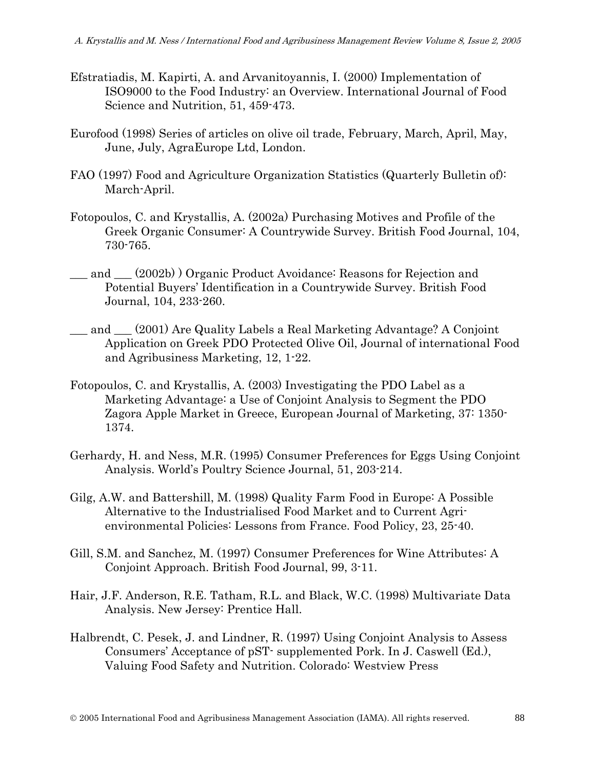Efstratiadis, M. Kapirti, A. and Arvanitoyannis, I. (2000) Implementation of ISO9000 to the Food Industry: an Overview. International Journal of Food Science and Nutrition, 51, 459-473.

Eurofood (1998) Series of articles on olive oil trade, February, March, April, May, June, July, AgraEurope Ltd, London.

FAO (1997) Food and Agriculture Organization Statistics (Quarterly Bulletin of): March-April.

Fotopoulos, C. and Krystallis, A. (2002a) Purchasing Motives and Profile of the Greek Organic Consumer: A Countrywide Survey. British Food Journal, 104, 730-765.

___ and ___ (2002b) ) Organic Product Avoidance: Reasons for Rejection and Potential Buyers' Identification in a Countrywide Survey. British Food Journal, 104, 233-260.

___ and ___ (2001) Are Quality Labels a Real Marketing Advantage? A Conjoint Application on Greek PDO Protected Olive Oil, Journal of international Food and Agribusiness Marketing, 12, 1-22.

Fotopoulos, C. and Krystallis, A. (2003) Investigating the PDO Label as a Marketing Advantage: a Use of Conjoint Analysis to Segment the PDO Zagora Apple Market in Greece, European Journal of Marketing, 37: 1350-1374.

Gerhardy, H. and Ness, M.R. (1995) Consumer Preferences for Eggs Using Conjoint Analysis. World's Poultry Science Journal, 51, 203-214.

Gilg, A.W. and Battershill, M. (1998) Quality Farm Food in Europe: A Possible Alternative to the Industrialised Food Market and to Current Agri-environmental Policies: Lessons from France. Food Policy, 23, 25-40.

Gill, S.M. and Sanchez, M. (1997) Consumer Preferences for Wine Attributes: A Conjoint Approach. British Food Journal, 99, 3-11.

Hair, J.F. Anderson, R.E. Tatham, R.L. and Black, W.C. (1998) Multivariate Data Analysis. New Jersey: Prentice Hall.

Halbrendt, C. Pesek, J. and Lindner, R. (1997) Using Conjoint Analysis to Assess Consumers' Acceptance of pST- supplemented Pork. In J. Caswell (Ed.), Valuing Food Safety and Nutrition. Colorado: Westview Press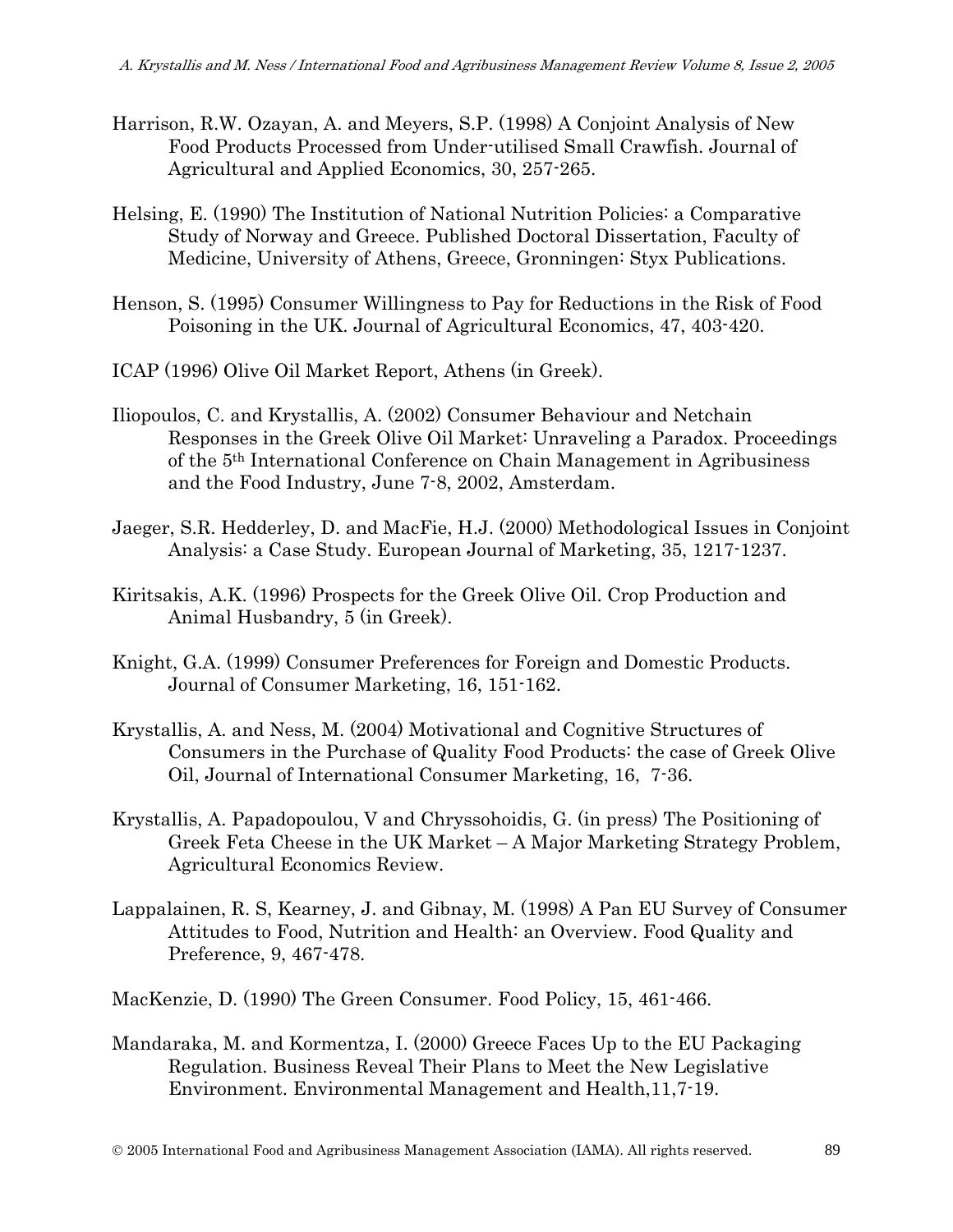Harrison, R.W. Ozayan, A. and Meyers, S.P. (1998) A Conjoint Analysis of New Food Products Processed from Under-utilised Small Crawfish. Journal of Agricultural and Applied Economics, 30, 257-265.

Helsing, E. (1990) The Institution of National Nutrition Policies: a Comparative Study of Norway and Greece. Published Doctoral Dissertation, Faculty of Medicine, University of Athens, Greece, Gronningen: Styx Publications.

Henson, S. (1995) Consumer Willingness to Pay for Reductions in the Risk of Food Poisoning in the UK. Journal of Agricultural Economics, 47, 403-420.

ICAP (1996) Olive Oil Market Report, Athens (in Greek).

Iliopoulos, C. and Krystallis, A. (2002) Consumer Behaviour and Netchain Responses in the Greek Olive Oil Market: Unraveling a Paradox. Proceedings of the 5th International Conference on Chain Management in Agribusiness and the Food Industry, June 7-8, 2002, Amsterdam.

Jaeger, S.R. Hedderley, D. and MacFie, H.J. (2000) Methodological Issues in Conjoint Analysis: a Case Study. European Journal of Marketing, 35, 1217-1237.

Kiritsakis, A.K. (1996) Prospects for the Greek Olive Oil. Crop Production and Animal Husbandry, 5 (in Greek).

Knight, G.A. (1999) Consumer Preferences for Foreign and Domestic Products. Journal of Consumer Marketing, 16, 151-162.

Krystallis, A. and Ness, M. (2004) Motivational and Cognitive Structures of Consumers in the Purchase of Quality Food Products: the case of Greek Olive Oil, Journal of International Consumer Marketing, 16, 7-36.

Krystallis, A. Papadopoulou, V and Chryssohoidis, G. (in press) The Positioning of Greek Feta Cheese in the UK Market – A Major Marketing Strategy Problem, Agricultural Economics Review.

Lappalainen, R. S, Kearney, J. and Gibnay, M. (1998) A Pan EU Survey of Consumer Attitudes to Food, Nutrition and Health: an Overview. Food Quality and Preference, 9, 467-478.

MacKenzie, D. (1990) The Green Consumer. Food Policy, 15, 461-466.

Mandaraka, M. and Kormentza, I. (2000) Greece Faces Up to the EU Packaging Regulation. Business Reveal Their Plans to Meet the New Legislative Environment. Environmental Management and Health,11,7-19.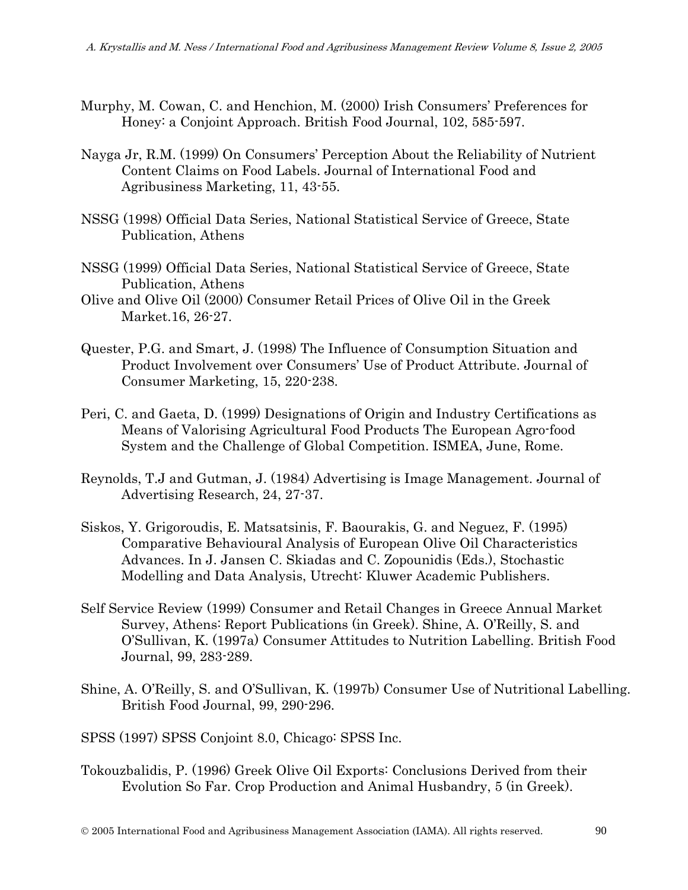Murphy, M. Cowan, C. and Henchion, M. (2000) Irish Consumers' Preferences for Honey: a Conjoint Approach. British Food Journal, 102, 585-597.

Nayga Jr, R.M. (1999) On Consumers' Perception About the Reliability of Nutrient Content Claims on Food Labels. Journal of International Food and Agribusiness Marketing, 11, 43-55.

NSSG (1998) Official Data Series, National Statistical Service of Greece, State Publication, Athens

NSSG (1999) Official Data Series, National Statistical Service of Greece, State Publication, Athens

Olive and Olive Oil (2000) Consumer Retail Prices of Olive Oil in the Greek Market.16, 26-27.

Quester, P.G. and Smart, J. (1998) The Influence of Consumption Situation and Product Involvement over Consumers' Use of Product Attribute. Journal of Consumer Marketing, 15, 220-238.

Peri, C. and Gaeta, D. (1999) Designations of Origin and Industry Certifications as Means of Valorising Agricultural Food Products The European Agro-food System and the Challenge of Global Competition. ISMEA, June, Rome.

Reynolds, T.J and Gutman, J. (1984) Advertising is Image Management. Journal of Advertising Research, 24, 27-37.

Siskos, Y. Grigoroudis, E. Matsatsinis, F. Baourakis, G. and Neguez, F. (1995) Comparative Behavioural Analysis of European Olive Oil Characteristics Advances. In J. Jansen C. Skiadas and C. Zopounidis (Eds.), Stochastic Modelling and Data Analysis, Utrecht: Kluwer Academic Publishers.

Self Service Review (1999) Consumer and Retail Changes in Greece Annual Market Survey, Athens: Report Publications (in Greek). Shine, A. O'Reilly, S. and O'Sullivan, K. (1997a) Consumer Attitudes to Nutrition Labelling. British Food Journal, 99, 283-289.

Shine, A. O'Reilly, S. and O'Sullivan, K. (1997b) Consumer Use of Nutritional Labelling. British Food Journal, 99, 290-296.

SPSS (1997) SPSS Conjoint 8.0, Chicago: SPSS Inc.

Tokouzbalidis, P. (1996) Greek Olive Oil Exports: Conclusions Derived from their Evolution So Far. Crop Production and Animal Husbandry, 5 (in Greek).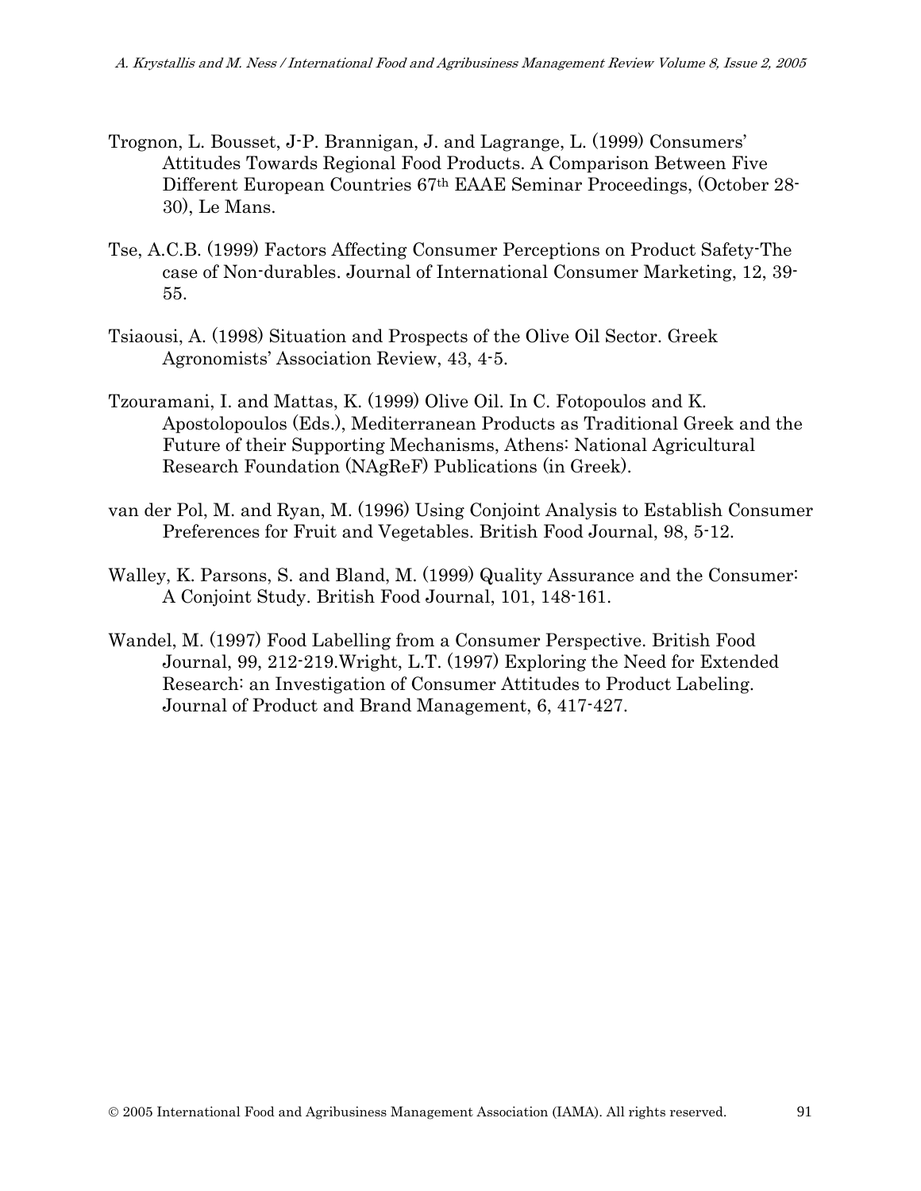Trognon, L. Bousset, J-P. Brannigan, J. and Lagrange, L. (1999) Consumers' Attitudes Towards Regional Food Products. A Comparison Between Five Different European Countries 67th EAAE Seminar Proceedings, (October 28-30), Le Mans.

Tse, A.C.B. (1999) Factors Affecting Consumer Perceptions on Product Safety-The case of Non-durables. Journal of International Consumer Marketing, 12, 39-55.

Tsiaousi, A. (1998) Situation and Prospects of the Olive Oil Sector. Greek Agronomists' Association Review, 43, 4-5.

Tzouramani, I. and Mattas, K. (1999) Olive Oil. In C. Fotopoulos and K. Apostolopoulos (Eds.), Mediterranean Products as Traditional Greek and the Future of their Supporting Mechanisms, Athens: National Agricultural Research Foundation (NAgReF) Publications (in Greek).

van der Pol, M. and Ryan, M. (1996) Using Conjoint Analysis to Establish Consumer Preferences for Fruit and Vegetables. British Food Journal, 98, 5-12.

Walley, K. Parsons, S. and Bland, M. (1999) Quality Assurance and the Consumer: A Conjoint Study. British Food Journal, 101, 148-161.

Wandel, M. (1997) Food Labelling from a Consumer Perspective. British Food Journal, 99, 212-219.Wright, L.T. (1997) Exploring the Need for Extended Research: an Investigation of Consumer Attitudes to Product Labeling. Journal of Product and Brand Management, 6, 417-427.